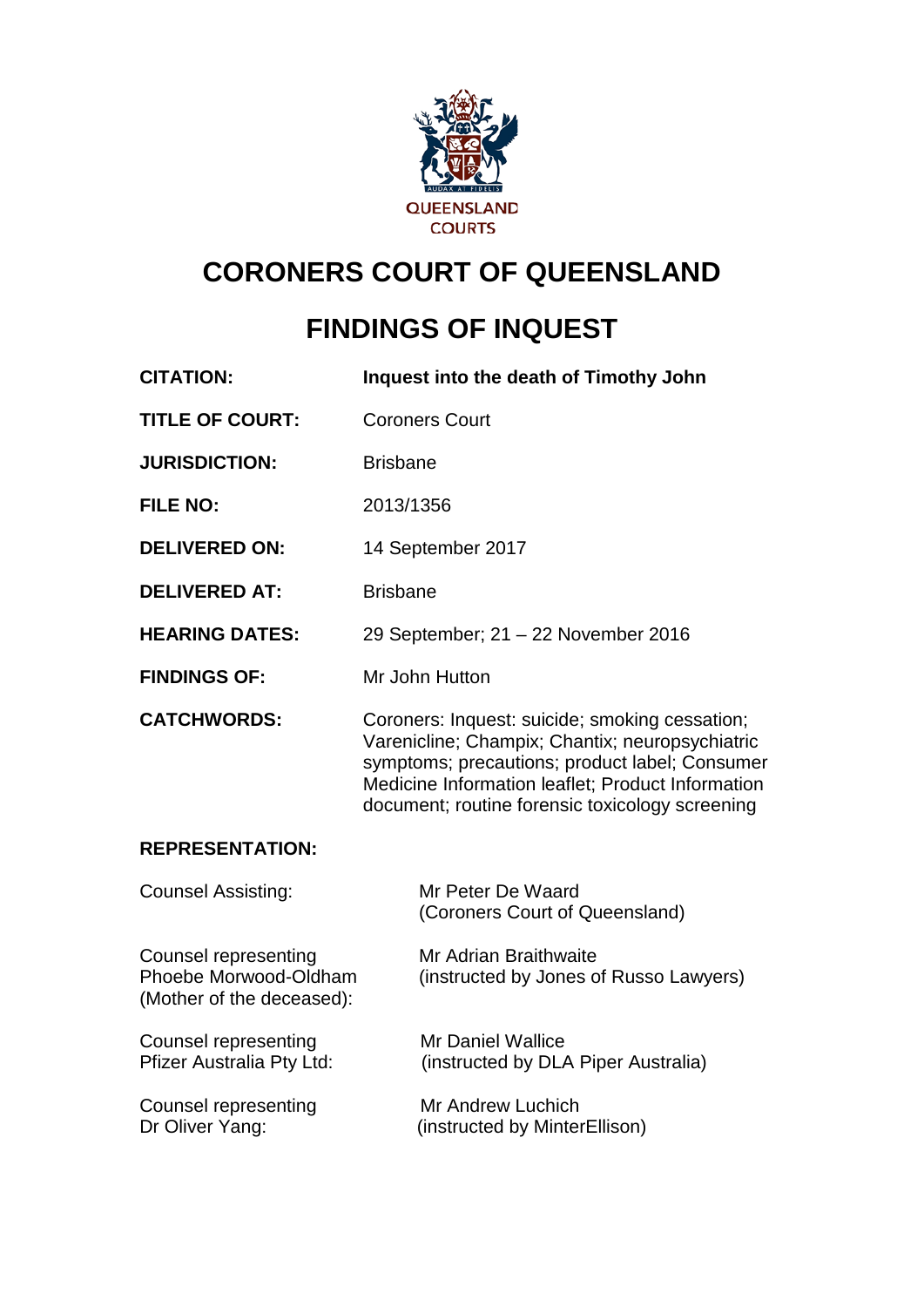QUEENSLAND COURTS

# CORONERS COURT OF QUEENSLAND

## FINDINGS OF INQUEST

| | |
|---|---|
| **CITATION:** | **Inquest into the death of Timothy John** |
| **TITLE OF COURT:** | Coroners Court |
| **JURISDICTION:** | Brisbane |
| **FILE NO:** | 2013/1356 |
| **DELIVERED ON:** | 14 September 2017 |
| **DELIVERED AT:** | Brisbane |
| **HEARING DATES:** | 29 September; 21 – 22 November 2016 |
| **FINDINGS OF:** | Mr John Hutton |
| **CATCHWORDS:** | Coroners: Inquest: suicide; smoking cessation; Varenicline; Champix; Chantix; neuropsychiatric symptoms; precautions; product label; Consumer Medicine Information leaflet; Product Information document; routine forensic toxicology screening |

**REPRESENTATION:**

| | |
|---|---|
| Counsel Assisting: | Mr Peter De Waard (Coroners Court of Queensland) |
| Counsel representing Phoebe Morwood-Oldham (Mother of the deceased): | Mr Adrian Braithwaite (instructed by Jones of Russo Lawyers) |
| Counsel representing Pfizer Australia Pty Ltd: | Mr Daniel Wallice (instructed by DLA Piper Australia) |
| Counsel representing Dr Oliver Yang: | Mr Andrew Luchich (instructed by MinterEllison) |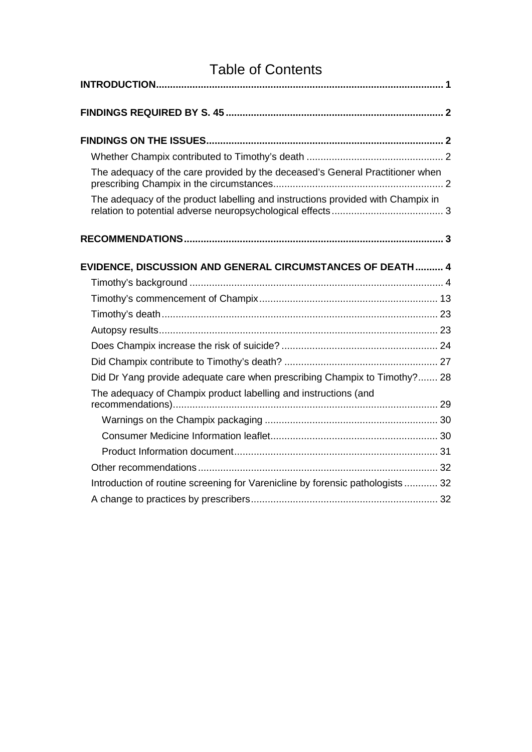# Table of Contents

**INTRODUCTION** ..................................................................................................... 1

**FINDINGS REQUIRED BY S. 45** ............................................................................. 2

**FINDINGS ON THE ISSUES** ................................................................................... 2

Whether Champix contributed to Timothy's death ................................................. 2

The adequacy of the care provided by the deceased's General Practitioner when prescribing Champix in the circumstances ............................................................. 2

The adequacy of the product labelling and instructions provided with Champix in relation to potential adverse neuropsychological effects ........................................ 3

**RECOMMENDATIONS** ........................................................................................... 3

**EVIDENCE, DISCUSSION AND GENERAL CIRCUMSTANCES OF DEATH** .......... 4

Timothy's background ........................................................................................... 4

Timothy's commencement of Champix ................................................................. 13

Timothy's death ................................................................................................... 23

Autopsy results .................................................................................................... 23

Does Champix increase the risk of suicide? ......................................................... 24

Did Champix contribute to Timothy's death? ........................................................ 27

Did Dr Yang provide adequate care when prescribing Champix to Timothy? ....... 28

The adequacy of Champix product labelling and instructions (and recommendations) ............................................................................................... 29

Warnings on the Champix packaging .............................................................. 30

Consumer Medicine Information leaflet ............................................................ 30

Product Information document ......................................................................... 31

Other recommendations ...................................................................................... 32

Introduction of routine screening for Varenicline by forensic pathologists ............ 32

A change to practices by prescribers ................................................................... 32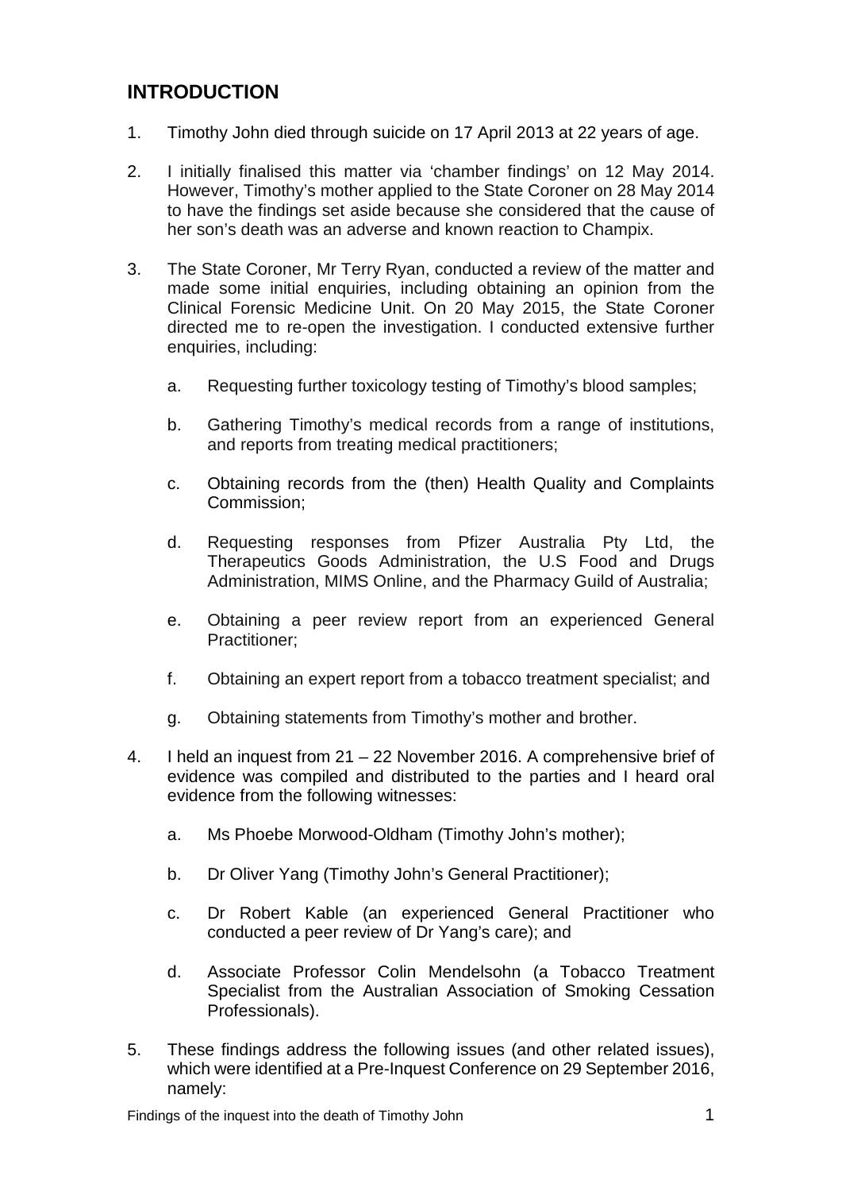## INTRODUCTION

1. Timothy John died through suicide on 17 April 2013 at 22 years of age.

2. I initially finalised this matter via 'chamber findings' on 12 May 2014. However, Timothy's mother applied to the State Coroner on 28 May 2014 to have the findings set aside because she considered that the cause of her son's death was an adverse and known reaction to Champix.

3. The State Coroner, Mr Terry Ryan, conducted a review of the matter and made some initial enquiries, including obtaining an opinion from the Clinical Forensic Medicine Unit. On 20 May 2015, the State Coroner directed me to re-open the investigation. I conducted extensive further enquiries, including:

    a. Requesting further toxicology testing of Timothy's blood samples;

    b. Gathering Timothy's medical records from a range of institutions, and reports from treating medical practitioners;

    c. Obtaining records from the (then) Health Quality and Complaints Commission;

    d. Requesting responses from Pfizer Australia Pty Ltd, the Therapeutics Goods Administration, the U.S Food and Drugs Administration, MIMS Online, and the Pharmacy Guild of Australia;

    e. Obtaining a peer review report from an experienced General Practitioner;

    f. Obtaining an expert report from a tobacco treatment specialist; and

    g. Obtaining statements from Timothy's mother and brother.

4. I held an inquest from 21 – 22 November 2016. A comprehensive brief of evidence was compiled and distributed to the parties and I heard oral evidence from the following witnesses:

    a. Ms Phoebe Morwood-Oldham (Timothy John's mother);

    b. Dr Oliver Yang (Timothy John's General Practitioner);

    c. Dr Robert Kable (an experienced General Practitioner who conducted a peer review of Dr Yang's care); and

    d. Associate Professor Colin Mendelsohn (a Tobacco Treatment Specialist from the Australian Association of Smoking Cessation Professionals).

5. These findings address the following issues (and other related issues), which were identified at a Pre-Inquest Conference on 29 September 2016, namely: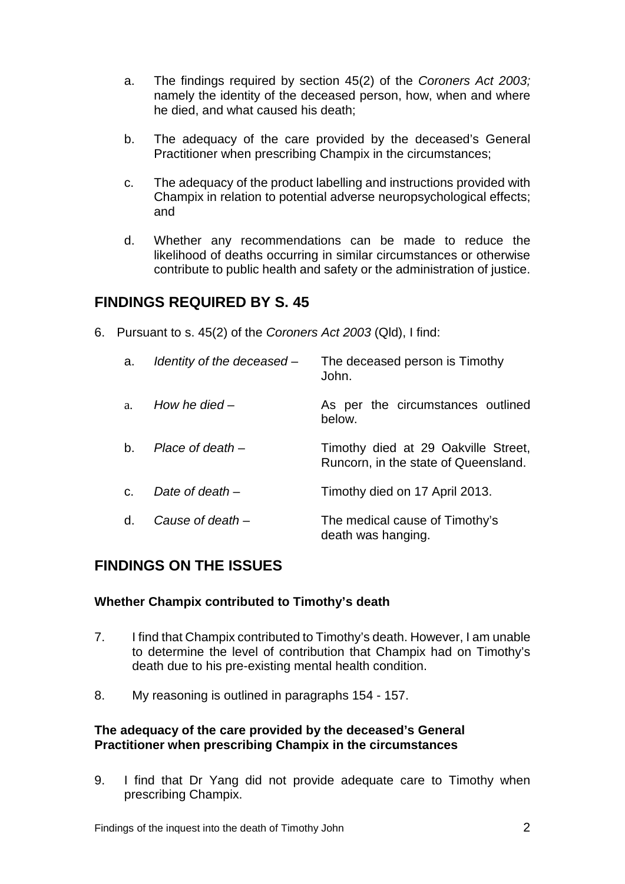a. The findings required by section 45(2) of the *Coroners Act 2003;* namely the identity of the deceased person, how, when and where he died, and what caused his death;

b. The adequacy of the care provided by the deceased's General Practitioner when prescribing Champix in the circumstances;

c. The adequacy of the product labelling and instructions provided with Champix in relation to potential adverse neuropsychological effects; and

d. Whether any recommendations can be made to reduce the likelihood of deaths occurring in similar circumstances or otherwise contribute to public health and safety or the administration of justice.

## FINDINGS REQUIRED BY S. 45

6. Pursuant to s. 45(2) of the *Coroners Act 2003* (Qld), I find:

| | | |
|---|---|---|
| a. | *Identity of the deceased –* | The deceased person is Timothy John. |
| a. | *How he died –* | As per the circumstances outlined below. |
| b. | *Place of death –* | Timothy died at 29 Oakville Street, Runcorn, in the state of Queensland. |
| c. | *Date of death –* | Timothy died on 17 April 2013. |
| d. | *Cause of death –* | The medical cause of Timothy's death was hanging. |

## FINDINGS ON THE ISSUES

### Whether Champix contributed to Timothy's death

7. I find that Champix contributed to Timothy's death. However, I am unable to determine the level of contribution that Champix had on Timothy's death due to his pre-existing mental health condition.

8. My reasoning is outlined in paragraphs 154 - 157.

### The adequacy of the care provided by the deceased's General Practitioner when prescribing Champix in the circumstances

9. I find that Dr Yang did not provide adequate care to Timothy when prescribing Champix.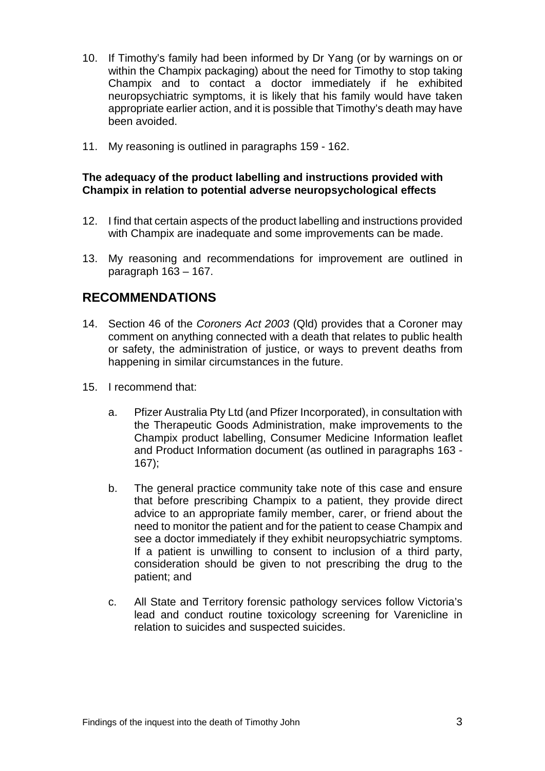10. If Timothy's family had been informed by Dr Yang (or by warnings on or within the Champix packaging) about the need for Timothy to stop taking Champix and to contact a doctor immediately if he exhibited neuropsychiatric symptoms, it is likely that his family would have taken appropriate earlier action, and it is possible that Timothy's death may have been avoided.

11. My reasoning is outlined in paragraphs 159 - 162.

**The adequacy of the product labelling and instructions provided with Champix in relation to potential adverse neuropsychological effects**

12. I find that certain aspects of the product labelling and instructions provided with Champix are inadequate and some improvements can be made.

13. My reasoning and recommendations for improvement are outlined in paragraph 163 – 167.

## RECOMMENDATIONS

14. Section 46 of the *Coroners Act 2003* (Qld) provides that a Coroner may comment on anything connected with a death that relates to public health or safety, the administration of justice, or ways to prevent deaths from happening in similar circumstances in the future.

15. I recommend that:

    a. Pfizer Australia Pty Ltd (and Pfizer Incorporated), in consultation with the Therapeutic Goods Administration, make improvements to the Champix product labelling, Consumer Medicine Information leaflet and Product Information document (as outlined in paragraphs 163 - 167);

    b. The general practice community take note of this case and ensure that before prescribing Champix to a patient, they provide direct advice to an appropriate family member, carer, or friend about the need to monitor the patient and for the patient to cease Champix and see a doctor immediately if they exhibit neuropsychiatric symptoms. If a patient is unwilling to consent to inclusion of a third party, consideration should be given to not prescribing the drug to the patient; and

    c. All State and Territory forensic pathology services follow Victoria's lead and conduct routine toxicology screening for Varenicline in relation to suicides and suspected suicides.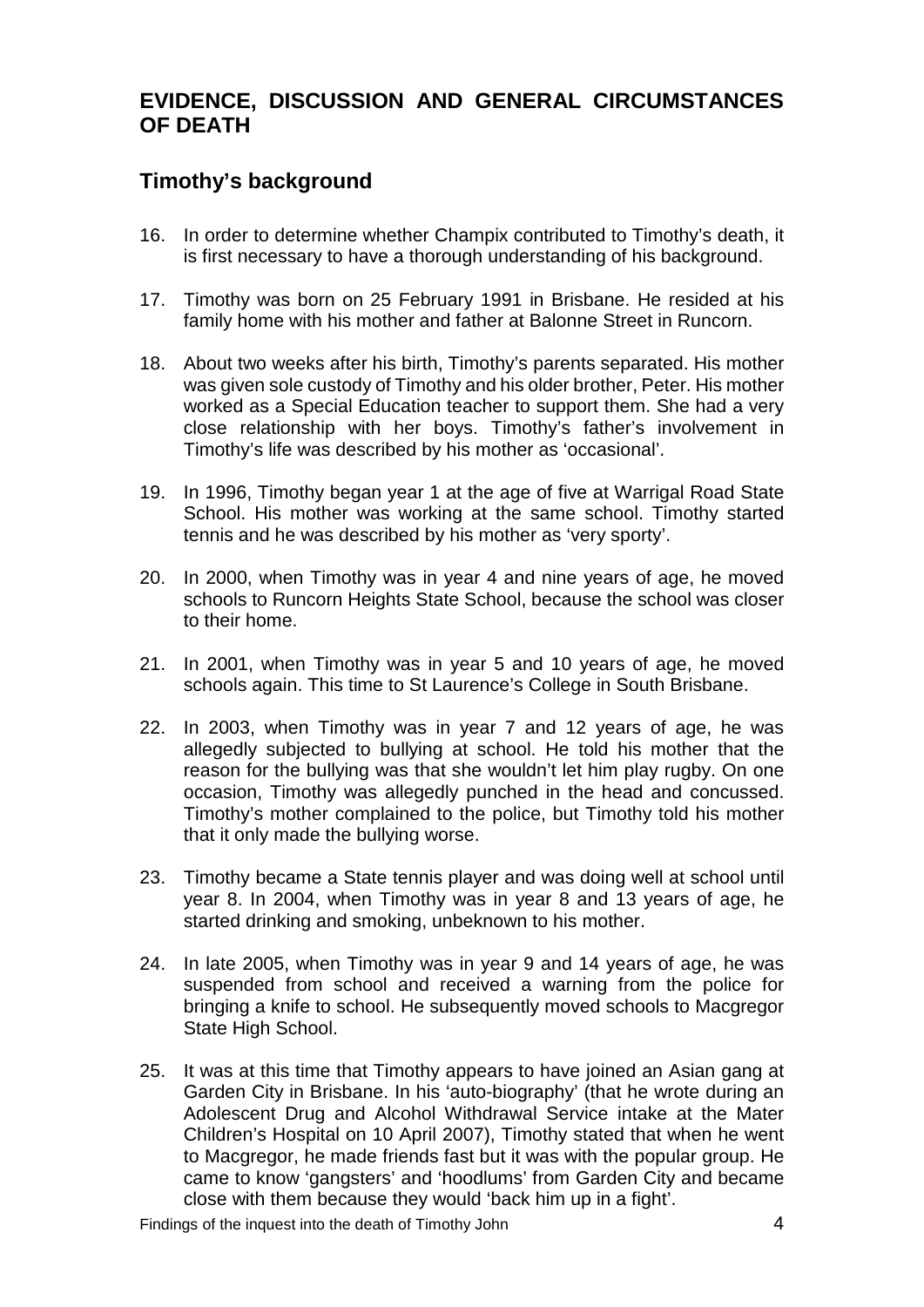## EVIDENCE, DISCUSSION AND GENERAL CIRCUMSTANCES OF DEATH

### Timothy's background

16. In order to determine whether Champix contributed to Timothy's death, it is first necessary to have a thorough understanding of his background.

17. Timothy was born on 25 February 1991 in Brisbane. He resided at his family home with his mother and father at Balonne Street in Runcorn.

18. About two weeks after his birth, Timothy's parents separated. His mother was given sole custody of Timothy and his older brother, Peter. His mother worked as a Special Education teacher to support them. She had a very close relationship with her boys. Timothy's father's involvement in Timothy's life was described by his mother as 'occasional'.

19. In 1996, Timothy began year 1 at the age of five at Warrigal Road State School. His mother was working at the same school. Timothy started tennis and he was described by his mother as 'very sporty'.

20. In 2000, when Timothy was in year 4 and nine years of age, he moved schools to Runcorn Heights State School, because the school was closer to their home.

21. In 2001, when Timothy was in year 5 and 10 years of age, he moved schools again. This time to St Laurence's College in South Brisbane.

22. In 2003, when Timothy was in year 7 and 12 years of age, he was allegedly subjected to bullying at school. He told his mother that the reason for the bullying was that she wouldn't let him play rugby. On one occasion, Timothy was allegedly punched in the head and concussed. Timothy's mother complained to the police, but Timothy told his mother that it only made the bullying worse.

23. Timothy became a State tennis player and was doing well at school until year 8. In 2004, when Timothy was in year 8 and 13 years of age, he started drinking and smoking, unbeknown to his mother.

24. In late 2005, when Timothy was in year 9 and 14 years of age, he was suspended from school and received a warning from the police for bringing a knife to school. He subsequently moved schools to Macgregor State High School.

25. It was at this time that Timothy appears to have joined an Asian gang at Garden City in Brisbane. In his 'auto-biography' (that he wrote during an Adolescent Drug and Alcohol Withdrawal Service intake at the Mater Children's Hospital on 10 April 2007), Timothy stated that when he went to Macgregor, he made friends fast but it was with the popular group. He came to know 'gangsters' and 'hoodlums' from Garden City and became close with them because they would 'back him up in a fight'.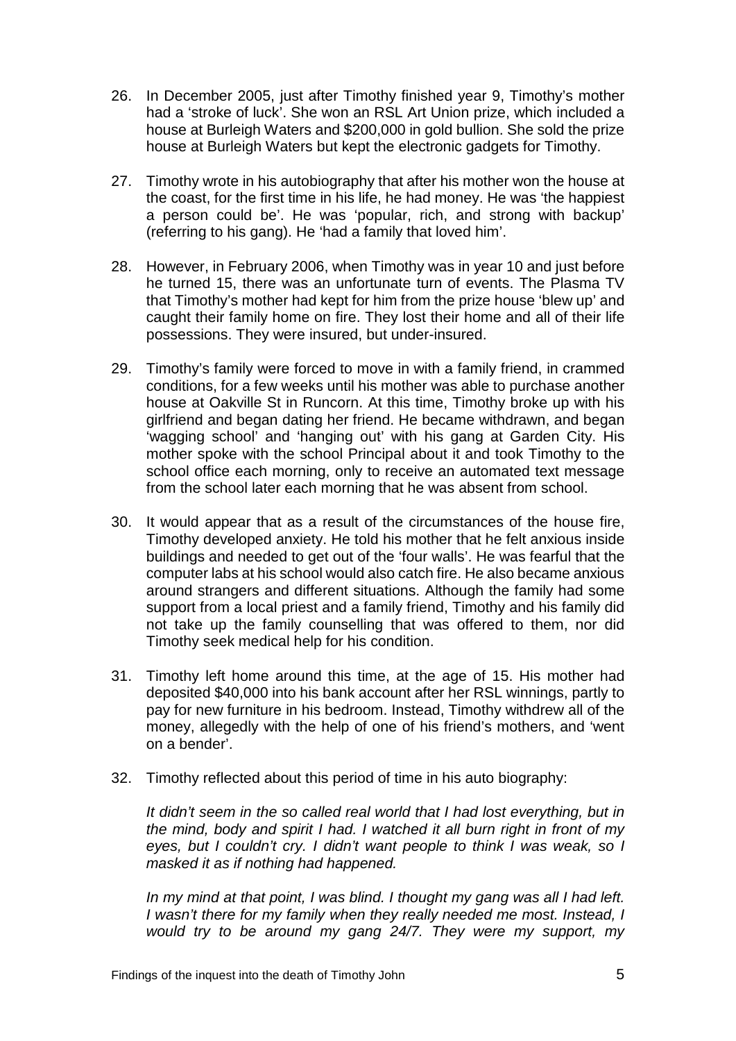26. In December 2005, just after Timothy finished year 9, Timothy's mother had a 'stroke of luck'. She won an RSL Art Union prize, which included a house at Burleigh Waters and $200,000 in gold bullion. She sold the prize house at Burleigh Waters but kept the electronic gadgets for Timothy.

27. Timothy wrote in his autobiography that after his mother won the house at the coast, for the first time in his life, he had money. He was 'the happiest a person could be'. He was 'popular, rich, and strong with backup' (referring to his gang). He 'had a family that loved him'.

28. However, in February 2006, when Timothy was in year 10 and just before he turned 15, there was an unfortunate turn of events. The Plasma TV that Timothy's mother had kept for him from the prize house 'blew up' and caught their family home on fire. They lost their home and all of their life possessions. They were insured, but under-insured.

29. Timothy's family were forced to move in with a family friend, in crammed conditions, for a few weeks until his mother was able to purchase another house at Oakville St in Runcorn. At this time, Timothy broke up with his girlfriend and began dating her friend. He became withdrawn, and began 'wagging school' and 'hanging out' with his gang at Garden City. His mother spoke with the school Principal about it and took Timothy to the school office each morning, only to receive an automated text message from the school later each morning that he was absent from school.

30. It would appear that as a result of the circumstances of the house fire, Timothy developed anxiety. He told his mother that he felt anxious inside buildings and needed to get out of the 'four walls'. He was fearful that the computer labs at his school would also catch fire. He also became anxious around strangers and different situations. Although the family had some support from a local priest and a family friend, Timothy and his family did not take up the family counselling that was offered to them, nor did Timothy seek medical help for his condition.

31. Timothy left home around this time, at the age of 15. His mother had deposited $40,000 into his bank account after her RSL winnings, partly to pay for new furniture in his bedroom. Instead, Timothy withdrew all of the money, allegedly with the help of one of his friend's mothers, and 'went on a bender'.

32. Timothy reflected about this period of time in his auto biography:

    *It didn't seem in the so called real world that I had lost everything, but in the mind, body and spirit I had. I watched it all burn right in front of my eyes, but I couldn't cry. I didn't want people to think I was weak, so I masked it as if nothing had happened.*

    *In my mind at that point, I was blind. I thought my gang was all I had left. I wasn't there for my family when they really needed me most. Instead, I would try to be around my gang 24/7. They were my support, my*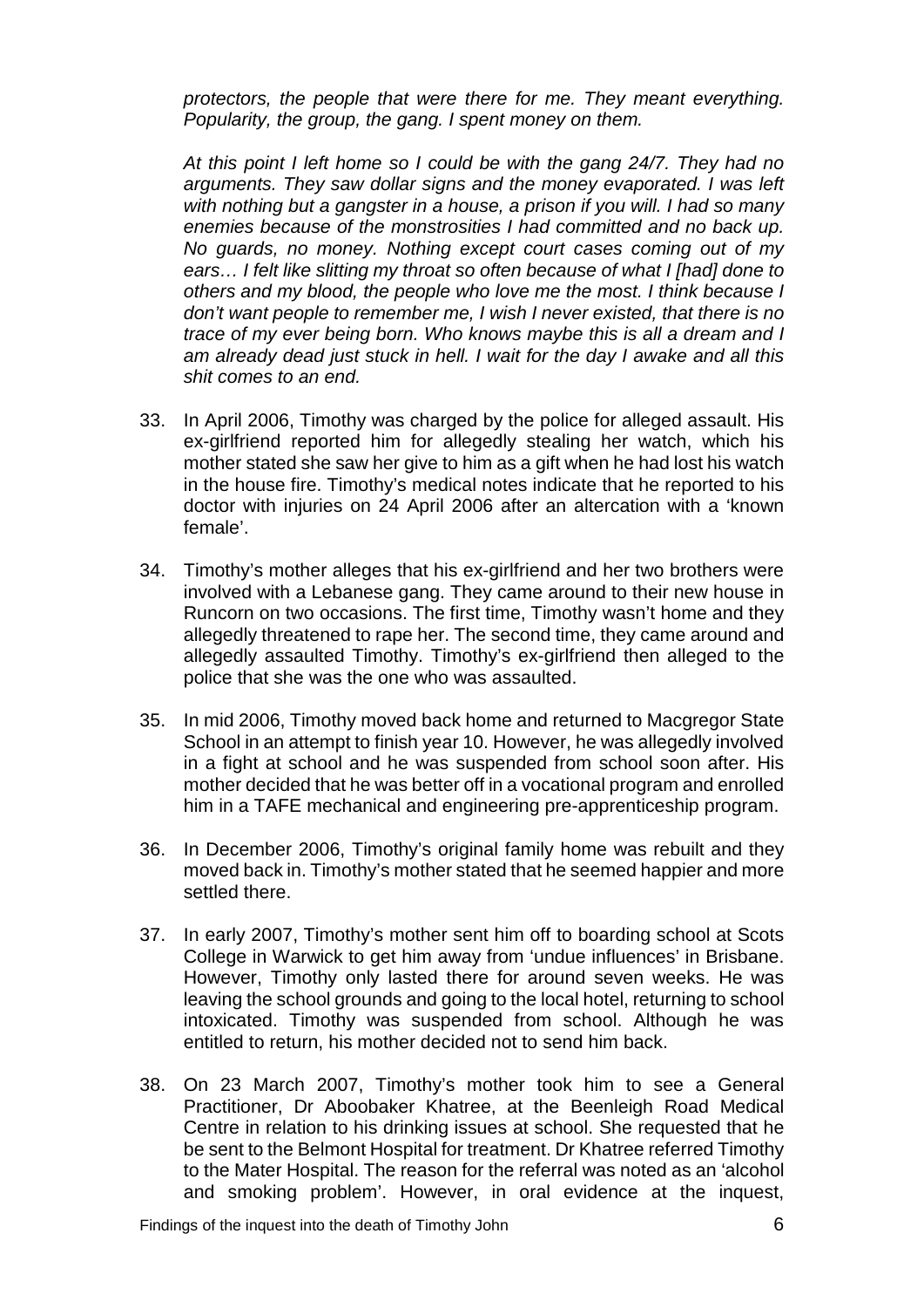*protectors, the people that were there for me. They meant everything. Popularity, the group, the gang. I spent money on them.*

*At this point I left home so I could be with the gang 24/7. They had no arguments. They saw dollar signs and the money evaporated. I was left with nothing but a gangster in a house, a prison if you will. I had so many enemies because of the monstrosities I had committed and no back up. No guards, no money. Nothing except court cases coming out of my ears… I felt like slitting my throat so often because of what I [had] done to others and my blood, the people who love me the most. I think because I don't want people to remember me, I wish I never existed, that there is no trace of my ever being born. Who knows maybe this is all a dream and I am already dead just stuck in hell. I wait for the day I awake and all this shit comes to an end.*

33. In April 2006, Timothy was charged by the police for alleged assault. His ex-girlfriend reported him for allegedly stealing her watch, which his mother stated she saw her give to him as a gift when he had lost his watch in the house fire. Timothy's medical notes indicate that he reported to his doctor with injuries on 24 April 2006 after an altercation with a 'known female'.

34. Timothy's mother alleges that his ex-girlfriend and her two brothers were involved with a Lebanese gang. They came around to their new house in Runcorn on two occasions. The first time, Timothy wasn't home and they allegedly threatened to rape her. The second time, they came around and allegedly assaulted Timothy. Timothy's ex-girlfriend then alleged to the police that she was the one who was assaulted.

35. In mid 2006, Timothy moved back home and returned to Macgregor State School in an attempt to finish year 10. However, he was allegedly involved in a fight at school and he was suspended from school soon after. His mother decided that he was better off in a vocational program and enrolled him in a TAFE mechanical and engineering pre-apprenticeship program.

36. In December 2006, Timothy's original family home was rebuilt and they moved back in. Timothy's mother stated that he seemed happier and more settled there.

37. In early 2007, Timothy's mother sent him off to boarding school at Scots College in Warwick to get him away from 'undue influences' in Brisbane. However, Timothy only lasted there for around seven weeks. He was leaving the school grounds and going to the local hotel, returning to school intoxicated. Timothy was suspended from school. Although he was entitled to return, his mother decided not to send him back.

38. On 23 March 2007, Timothy's mother took him to see a General Practitioner, Dr Aboobaker Khatree, at the Beenleigh Road Medical Centre in relation to his drinking issues at school. She requested that he be sent to the Belmont Hospital for treatment. Dr Khatree referred Timothy to the Mater Hospital. The reason for the referral was noted as an 'alcohol and smoking problem'. However, in oral evidence at the inquest,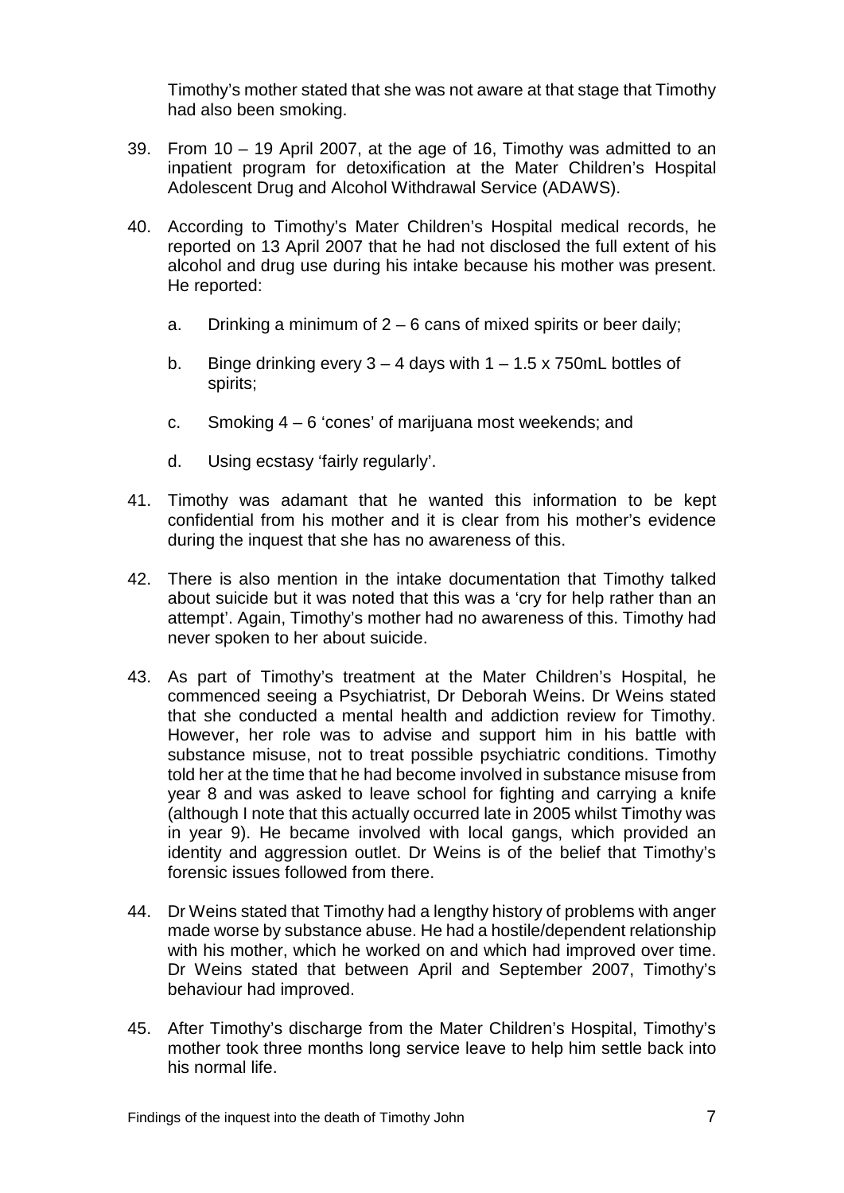Timothy's mother stated that she was not aware at that stage that Timothy had also been smoking.

39. From 10 – 19 April 2007, at the age of 16, Timothy was admitted to an inpatient program for detoxification at the Mater Children's Hospital Adolescent Drug and Alcohol Withdrawal Service (ADAWS).

40. According to Timothy's Mater Children's Hospital medical records, he reported on 13 April 2007 that he had not disclosed the full extent of his alcohol and drug use during his intake because his mother was present. He reported:

    a. Drinking a minimum of 2 – 6 cans of mixed spirits or beer daily;

    b. Binge drinking every 3 – 4 days with 1 – 1.5 x 750mL bottles of spirits;

    c. Smoking 4 – 6 'cones' of marijuana most weekends; and

    d. Using ecstasy 'fairly regularly'.

41. Timothy was adamant that he wanted this information to be kept confidential from his mother and it is clear from his mother's evidence during the inquest that she has no awareness of this.

42. There is also mention in the intake documentation that Timothy talked about suicide but it was noted that this was a 'cry for help rather than an attempt'. Again, Timothy's mother had no awareness of this. Timothy had never spoken to her about suicide.

43. As part of Timothy's treatment at the Mater Children's Hospital, he commenced seeing a Psychiatrist, Dr Deborah Weins. Dr Weins stated that she conducted a mental health and addiction review for Timothy. However, her role was to advise and support him in his battle with substance misuse, not to treat possible psychiatric conditions. Timothy told her at the time that he had become involved in substance misuse from year 8 and was asked to leave school for fighting and carrying a knife (although I note that this actually occurred late in 2005 whilst Timothy was in year 9). He became involved with local gangs, which provided an identity and aggression outlet. Dr Weins is of the belief that Timothy's forensic issues followed from there.

44. Dr Weins stated that Timothy had a lengthy history of problems with anger made worse by substance abuse. He had a hostile/dependent relationship with his mother, which he worked on and which had improved over time. Dr Weins stated that between April and September 2007, Timothy's behaviour had improved.

45. After Timothy's discharge from the Mater Children's Hospital, Timothy's mother took three months long service leave to help him settle back into his normal life.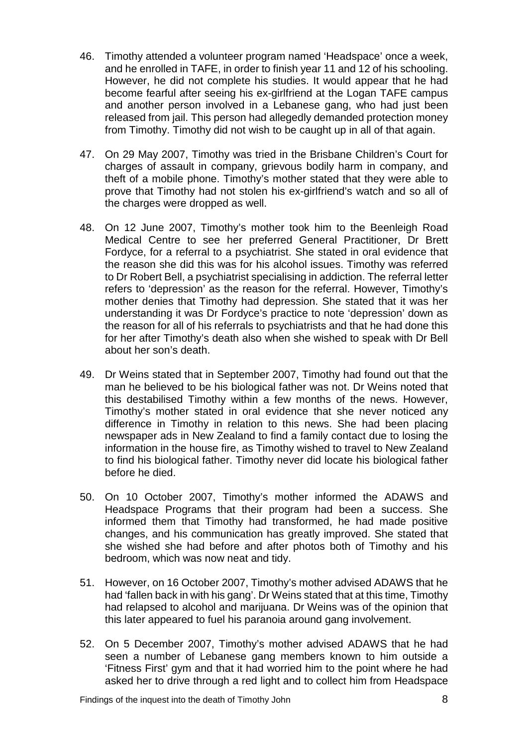46. Timothy attended a volunteer program named 'Headspace' once a week, and he enrolled in TAFE, in order to finish year 11 and 12 of his schooling. However, he did not complete his studies. It would appear that he had become fearful after seeing his ex-girlfriend at the Logan TAFE campus and another person involved in a Lebanese gang, who had just been released from jail. This person had allegedly demanded protection money from Timothy. Timothy did not wish to be caught up in all of that again.

47. On 29 May 2007, Timothy was tried in the Brisbane Children's Court for charges of assault in company, grievous bodily harm in company, and theft of a mobile phone. Timothy's mother stated that they were able to prove that Timothy had not stolen his ex-girlfriend's watch and so all of the charges were dropped as well.

48. On 12 June 2007, Timothy's mother took him to the Beenleigh Road Medical Centre to see her preferred General Practitioner, Dr Brett Fordyce, for a referral to a psychiatrist. She stated in oral evidence that the reason she did this was for his alcohol issues. Timothy was referred to Dr Robert Bell, a psychiatrist specialising in addiction. The referral letter refers to 'depression' as the reason for the referral. However, Timothy's mother denies that Timothy had depression. She stated that it was her understanding it was Dr Fordyce's practice to note 'depression' down as the reason for all of his referrals to psychiatrists and that he had done this for her after Timothy's death also when she wished to speak with Dr Bell about her son's death.

49. Dr Weins stated that in September 2007, Timothy had found out that the man he believed to be his biological father was not. Dr Weins noted that this destabilised Timothy within a few months of the news. However, Timothy's mother stated in oral evidence that she never noticed any difference in Timothy in relation to this news. She had been placing newspaper ads in New Zealand to find a family contact due to losing the information in the house fire, as Timothy wished to travel to New Zealand to find his biological father. Timothy never did locate his biological father before he died.

50. On 10 October 2007, Timothy's mother informed the ADAWS and Headspace Programs that their program had been a success. She informed them that Timothy had transformed, he had made positive changes, and his communication has greatly improved. She stated that she wished she had before and after photos both of Timothy and his bedroom, which was now neat and tidy.

51. However, on 16 October 2007, Timothy's mother advised ADAWS that he had 'fallen back in with his gang'. Dr Weins stated that at this time, Timothy had relapsed to alcohol and marijuana. Dr Weins was of the opinion that this later appeared to fuel his paranoia around gang involvement.

52. On 5 December 2007, Timothy's mother advised ADAWS that he had seen a number of Lebanese gang members known to him outside a 'Fitness First' gym and that it had worried him to the point where he had asked her to drive through a red light and to collect him from Headspace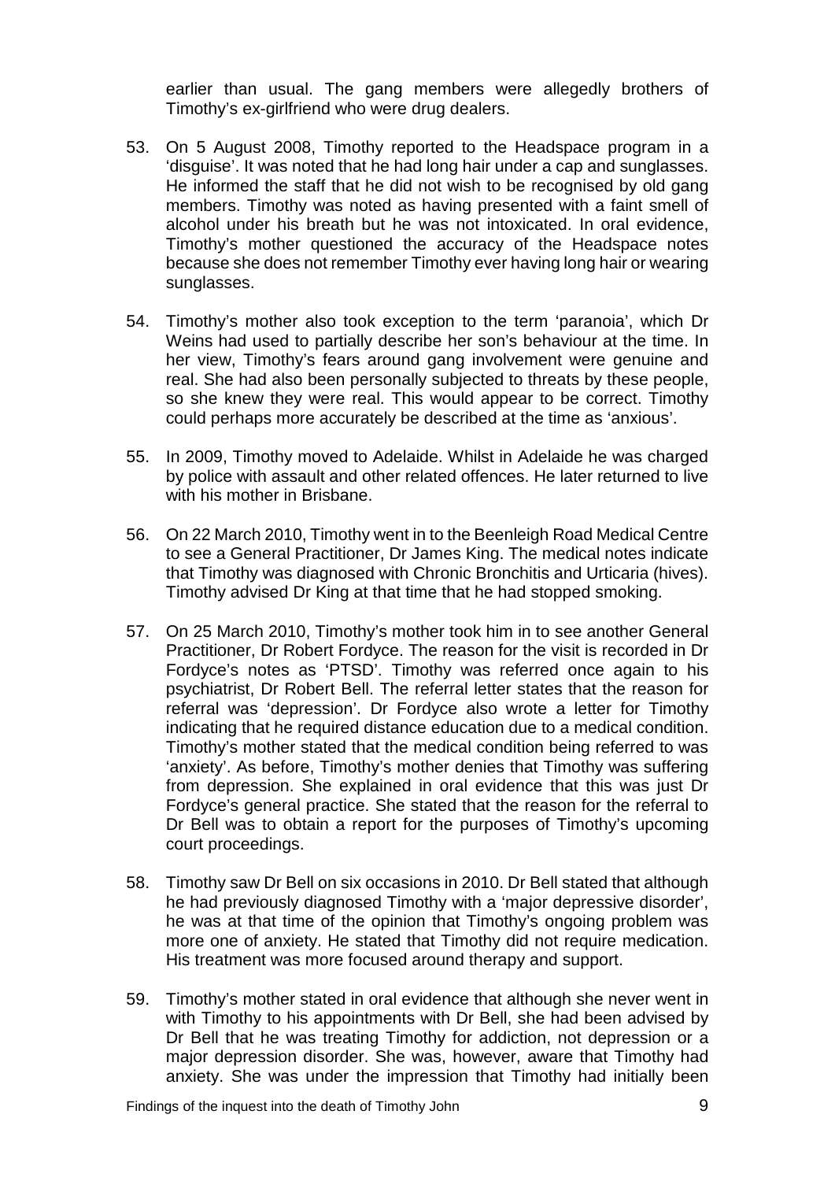earlier than usual. The gang members were allegedly brothers of Timothy's ex-girlfriend who were drug dealers.

53. On 5 August 2008, Timothy reported to the Headspace program in a 'disguise'. It was noted that he had long hair under a cap and sunglasses. He informed the staff that he did not wish to be recognised by old gang members. Timothy was noted as having presented with a faint smell of alcohol under his breath but he was not intoxicated. In oral evidence, Timothy's mother questioned the accuracy of the Headspace notes because she does not remember Timothy ever having long hair or wearing sunglasses.

54. Timothy's mother also took exception to the term 'paranoia', which Dr Weins had used to partially describe her son's behaviour at the time. In her view, Timothy's fears around gang involvement were genuine and real. She had also been personally subjected to threats by these people, so she knew they were real. This would appear to be correct. Timothy could perhaps more accurately be described at the time as 'anxious'.

55. In 2009, Timothy moved to Adelaide. Whilst in Adelaide he was charged by police with assault and other related offences. He later returned to live with his mother in Brisbane.

56. On 22 March 2010, Timothy went in to the Beenleigh Road Medical Centre to see a General Practitioner, Dr James King. The medical notes indicate that Timothy was diagnosed with Chronic Bronchitis and Urticaria (hives). Timothy advised Dr King at that time that he had stopped smoking.

57. On 25 March 2010, Timothy's mother took him in to see another General Practitioner, Dr Robert Fordyce. The reason for the visit is recorded in Dr Fordyce's notes as 'PTSD'. Timothy was referred once again to his psychiatrist, Dr Robert Bell. The referral letter states that the reason for referral was 'depression'. Dr Fordyce also wrote a letter for Timothy indicating that he required distance education due to a medical condition. Timothy's mother stated that the medical condition being referred to was 'anxiety'. As before, Timothy's mother denies that Timothy was suffering from depression. She explained in oral evidence that this was just Dr Fordyce's general practice. She stated that the reason for the referral to Dr Bell was to obtain a report for the purposes of Timothy's upcoming court proceedings.

58. Timothy saw Dr Bell on six occasions in 2010. Dr Bell stated that although he had previously diagnosed Timothy with a 'major depressive disorder', he was at that time of the opinion that Timothy's ongoing problem was more one of anxiety. He stated that Timothy did not require medication. His treatment was more focused around therapy and support.

59. Timothy's mother stated in oral evidence that although she never went in with Timothy to his appointments with Dr Bell, she had been advised by Dr Bell that he was treating Timothy for addiction, not depression or a major depression disorder. She was, however, aware that Timothy had anxiety. She was under the impression that Timothy had initially been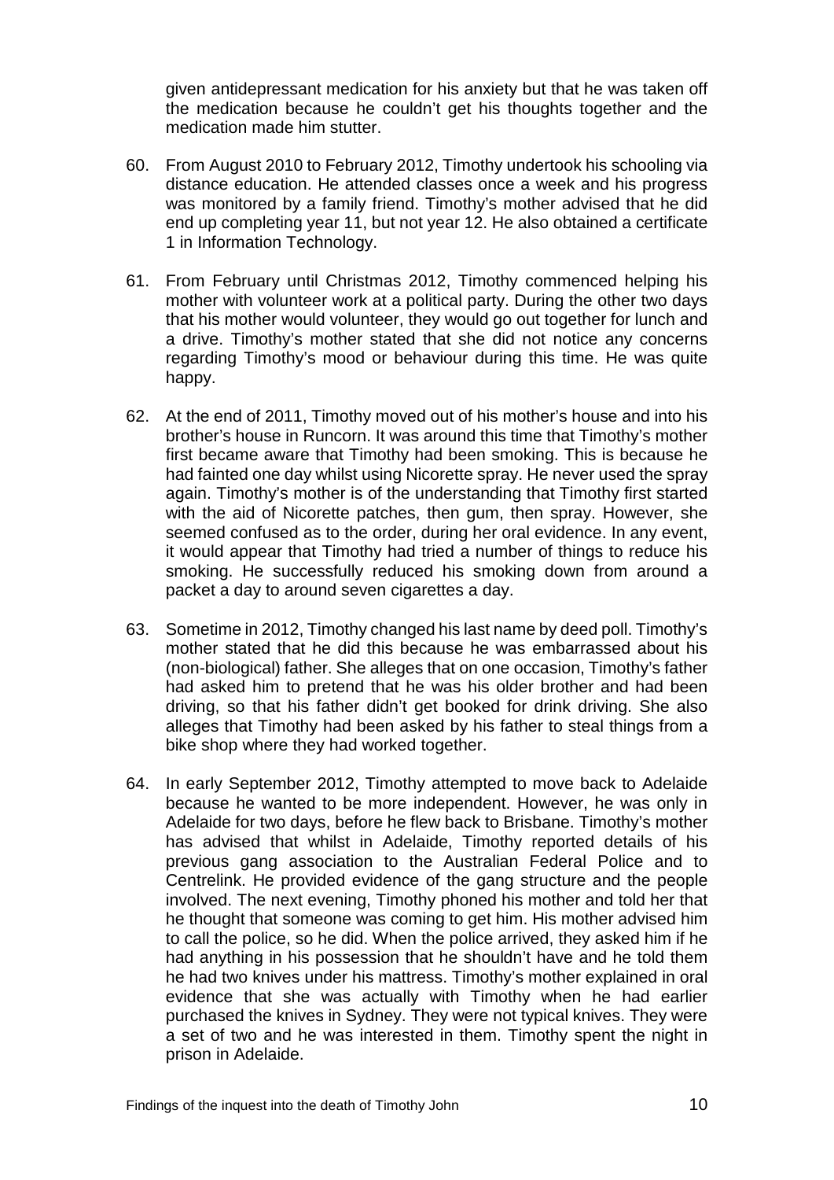given antidepressant medication for his anxiety but that he was taken off the medication because he couldn't get his thoughts together and the medication made him stutter.

60. From August 2010 to February 2012, Timothy undertook his schooling via distance education. He attended classes once a week and his progress was monitored by a family friend. Timothy's mother advised that he did end up completing year 11, but not year 12. He also obtained a certificate 1 in Information Technology.

61. From February until Christmas 2012, Timothy commenced helping his mother with volunteer work at a political party. During the other two days that his mother would volunteer, they would go out together for lunch and a drive. Timothy's mother stated that she did not notice any concerns regarding Timothy's mood or behaviour during this time. He was quite happy.

62. At the end of 2011, Timothy moved out of his mother's house and into his brother's house in Runcorn. It was around this time that Timothy's mother first became aware that Timothy had been smoking. This is because he had fainted one day whilst using Nicorette spray. He never used the spray again. Timothy's mother is of the understanding that Timothy first started with the aid of Nicorette patches, then gum, then spray. However, she seemed confused as to the order, during her oral evidence. In any event, it would appear that Timothy had tried a number of things to reduce his smoking. He successfully reduced his smoking down from around a packet a day to around seven cigarettes a day.

63. Sometime in 2012, Timothy changed his last name by deed poll. Timothy's mother stated that he did this because he was embarrassed about his (non-biological) father. She alleges that on one occasion, Timothy's father had asked him to pretend that he was his older brother and had been driving, so that his father didn't get booked for drink driving. She also alleges that Timothy had been asked by his father to steal things from a bike shop where they had worked together.

64. In early September 2012, Timothy attempted to move back to Adelaide because he wanted to be more independent. However, he was only in Adelaide for two days, before he flew back to Brisbane. Timothy's mother has advised that whilst in Adelaide, Timothy reported details of his previous gang association to the Australian Federal Police and to Centrelink. He provided evidence of the gang structure and the people involved. The next evening, Timothy phoned his mother and told her that he thought that someone was coming to get him. His mother advised him to call the police, so he did. When the police arrived, they asked him if he had anything in his possession that he shouldn't have and he told them he had two knives under his mattress. Timothy's mother explained in oral evidence that she was actually with Timothy when he had earlier purchased the knives in Sydney. They were not typical knives. They were a set of two and he was interested in them. Timothy spent the night in prison in Adelaide.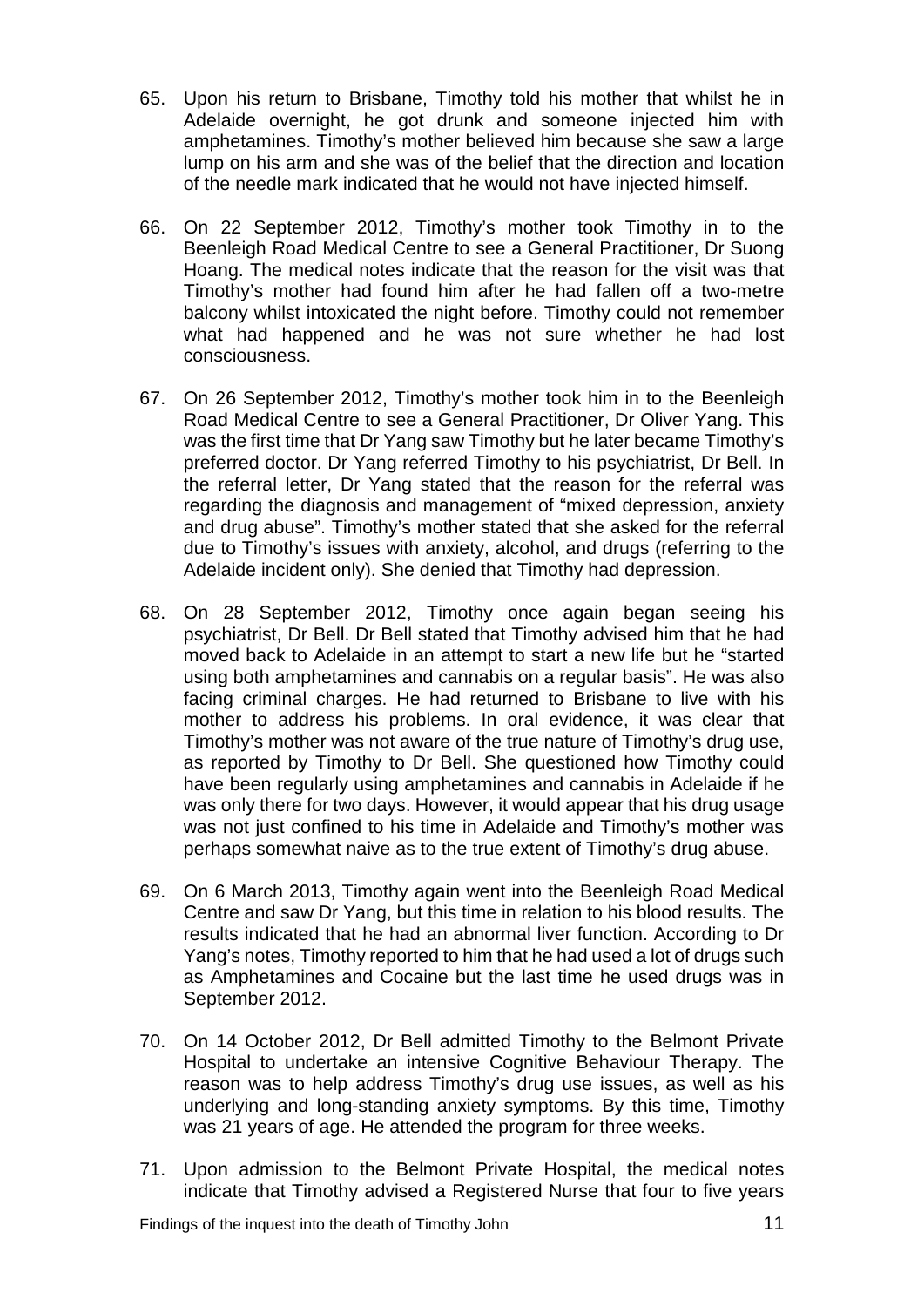65. Upon his return to Brisbane, Timothy told his mother that whilst he in Adelaide overnight, he got drunk and someone injected him with amphetamines. Timothy's mother believed him because she saw a large lump on his arm and she was of the belief that the direction and location of the needle mark indicated that he would not have injected himself.

66. On 22 September 2012, Timothy's mother took Timothy in to the Beenleigh Road Medical Centre to see a General Practitioner, Dr Suong Hoang. The medical notes indicate that the reason for the visit was that Timothy's mother had found him after he had fallen off a two-metre balcony whilst intoxicated the night before. Timothy could not remember what had happened and he was not sure whether he had lost consciousness.

67. On 26 September 2012, Timothy's mother took him in to the Beenleigh Road Medical Centre to see a General Practitioner, Dr Oliver Yang. This was the first time that Dr Yang saw Timothy but he later became Timothy's preferred doctor. Dr Yang referred Timothy to his psychiatrist, Dr Bell. In the referral letter, Dr Yang stated that the reason for the referral was regarding the diagnosis and management of "mixed depression, anxiety and drug abuse". Timothy's mother stated that she asked for the referral due to Timothy's issues with anxiety, alcohol, and drugs (referring to the Adelaide incident only). She denied that Timothy had depression.

68. On 28 September 2012, Timothy once again began seeing his psychiatrist, Dr Bell. Dr Bell stated that Timothy advised him that he had moved back to Adelaide in an attempt to start a new life but he "started using both amphetamines and cannabis on a regular basis". He was also facing criminal charges. He had returned to Brisbane to live with his mother to address his problems. In oral evidence, it was clear that Timothy's mother was not aware of the true nature of Timothy's drug use, as reported by Timothy to Dr Bell. She questioned how Timothy could have been regularly using amphetamines and cannabis in Adelaide if he was only there for two days. However, it would appear that his drug usage was not just confined to his time in Adelaide and Timothy's mother was perhaps somewhat naive as to the true extent of Timothy's drug abuse.

69. On 6 March 2013, Timothy again went into the Beenleigh Road Medical Centre and saw Dr Yang, but this time in relation to his blood results. The results indicated that he had an abnormal liver function. According to Dr Yang's notes, Timothy reported to him that he had used a lot of drugs such as Amphetamines and Cocaine but the last time he used drugs was in September 2012.

70. On 14 October 2012, Dr Bell admitted Timothy to the Belmont Private Hospital to undertake an intensive Cognitive Behaviour Therapy. The reason was to help address Timothy's drug use issues, as well as his underlying and long-standing anxiety symptoms. By this time, Timothy was 21 years of age. He attended the program for three weeks.

71. Upon admission to the Belmont Private Hospital, the medical notes indicate that Timothy advised a Registered Nurse that four to five years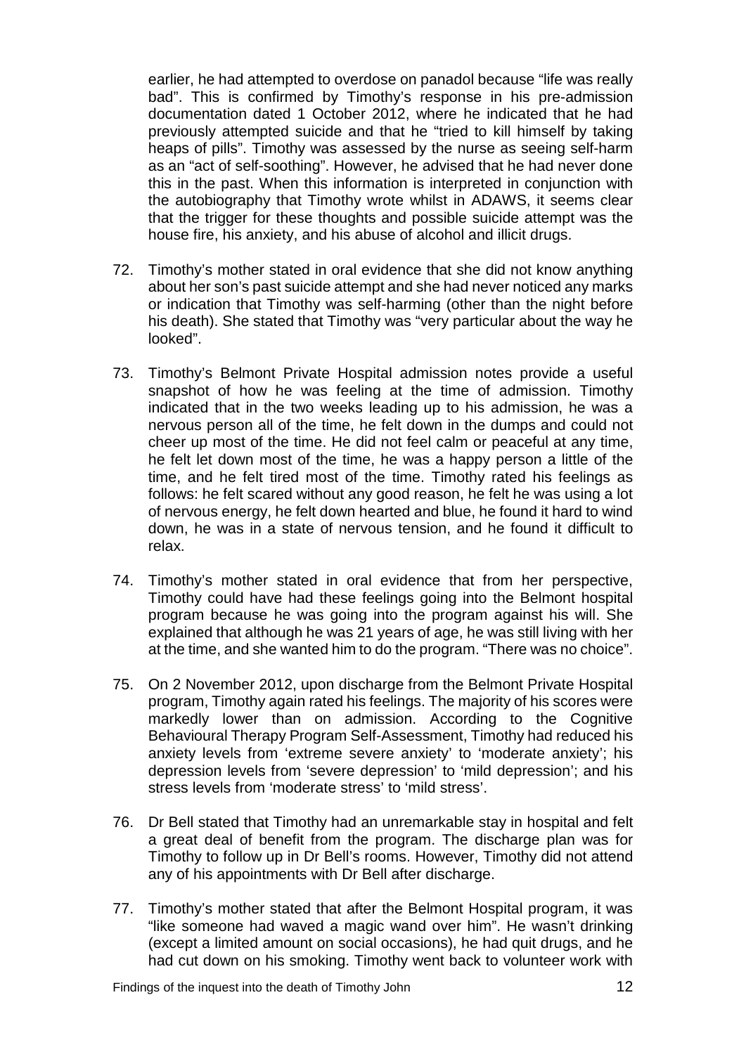earlier, he had attempted to overdose on panadol because "life was really bad". This is confirmed by Timothy's response in his pre-admission documentation dated 1 October 2012, where he indicated that he had previously attempted suicide and that he "tried to kill himself by taking heaps of pills". Timothy was assessed by the nurse as seeing self-harm as an "act of self-soothing". However, he advised that he had never done this in the past. When this information is interpreted in conjunction with the autobiography that Timothy wrote whilst in ADAWS, it seems clear that the trigger for these thoughts and possible suicide attempt was the house fire, his anxiety, and his abuse of alcohol and illicit drugs.

72. Timothy's mother stated in oral evidence that she did not know anything about her son's past suicide attempt and she had never noticed any marks or indication that Timothy was self-harming (other than the night before his death). She stated that Timothy was "very particular about the way he looked".

73. Timothy's Belmont Private Hospital admission notes provide a useful snapshot of how he was feeling at the time of admission. Timothy indicated that in the two weeks leading up to his admission, he was a nervous person all of the time, he felt down in the dumps and could not cheer up most of the time. He did not feel calm or peaceful at any time, he felt let down most of the time, he was a happy person a little of the time, and he felt tired most of the time. Timothy rated his feelings as follows: he felt scared without any good reason, he felt he was using a lot of nervous energy, he felt down hearted and blue, he found it hard to wind down, he was in a state of nervous tension, and he found it difficult to relax.

74. Timothy's mother stated in oral evidence that from her perspective, Timothy could have had these feelings going into the Belmont hospital program because he was going into the program against his will. She explained that although he was 21 years of age, he was still living with her at the time, and she wanted him to do the program. "There was no choice".

75. On 2 November 2012, upon discharge from the Belmont Private Hospital program, Timothy again rated his feelings. The majority of his scores were markedly lower than on admission. According to the Cognitive Behavioural Therapy Program Self-Assessment, Timothy had reduced his anxiety levels from 'extreme severe anxiety' to 'moderate anxiety'; his depression levels from 'severe depression' to 'mild depression'; and his stress levels from 'moderate stress' to 'mild stress'.

76. Dr Bell stated that Timothy had an unremarkable stay in hospital and felt a great deal of benefit from the program. The discharge plan was for Timothy to follow up in Dr Bell's rooms. However, Timothy did not attend any of his appointments with Dr Bell after discharge.

77. Timothy's mother stated that after the Belmont Hospital program, it was "like someone had waved a magic wand over him". He wasn't drinking (except a limited amount on social occasions), he had quit drugs, and he had cut down on his smoking. Timothy went back to volunteer work with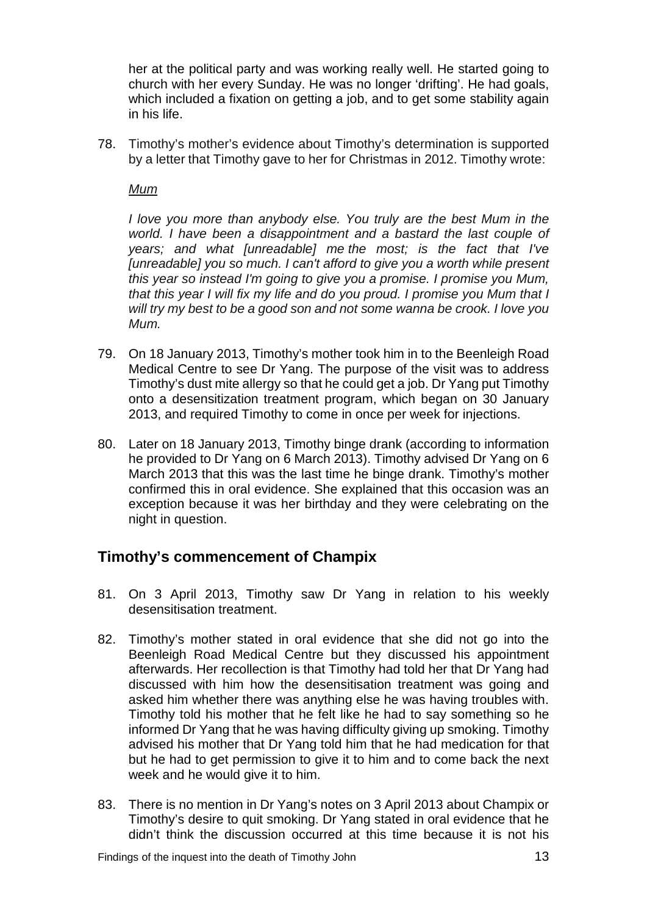her at the political party and was working really well. He started going to church with her every Sunday. He was no longer 'drifting'. He had goals, which included a fixation on getting a job, and to get some stability again in his life.

78. Timothy's mother's evidence about Timothy's determination is supported by a letter that Timothy gave to her for Christmas in 2012. Timothy wrote:

    *Mum*

    *I love you more than anybody else. You truly are the best Mum in the world. I have been a disappointment and a bastard the last couple of years; and what [unreadable] me the most; is the fact that I've [unreadable] you so much. I can't afford to give you a worth while present this year so instead I'm going to give you a promise. I promise you Mum, that this year I will fix my life and do you proud. I promise you Mum that I will try my best to be a good son and not some wanna be crook. I love you Mum.*

79. On 18 January 2013, Timothy's mother took him in to the Beenleigh Road Medical Centre to see Dr Yang. The purpose of the visit was to address Timothy's dust mite allergy so that he could get a job. Dr Yang put Timothy onto a desensitization treatment program, which began on 30 January 2013, and required Timothy to come in once per week for injections.

80. Later on 18 January 2013, Timothy binge drank (according to information he provided to Dr Yang on 6 March 2013). Timothy advised Dr Yang on 6 March 2013 that this was the last time he binge drank. Timothy's mother confirmed this in oral evidence. She explained that this occasion was an exception because it was her birthday and they were celebrating on the night in question.

## Timothy's commencement of Champix

81. On 3 April 2013, Timothy saw Dr Yang in relation to his weekly desensitisation treatment.

82. Timothy's mother stated in oral evidence that she did not go into the Beenleigh Road Medical Centre but they discussed his appointment afterwards. Her recollection is that Timothy had told her that Dr Yang had discussed with him how the desensitisation treatment was going and asked him whether there was anything else he was having troubles with. Timothy told his mother that he felt like he had to say something so he informed Dr Yang that he was having difficulty giving up smoking. Timothy advised his mother that Dr Yang told him that he had medication for that but he had to get permission to give it to him and to come back the next week and he would give it to him.

83. There is no mention in Dr Yang's notes on 3 April 2013 about Champix or Timothy's desire to quit smoking. Dr Yang stated in oral evidence that he didn't think the discussion occurred at this time because it is not his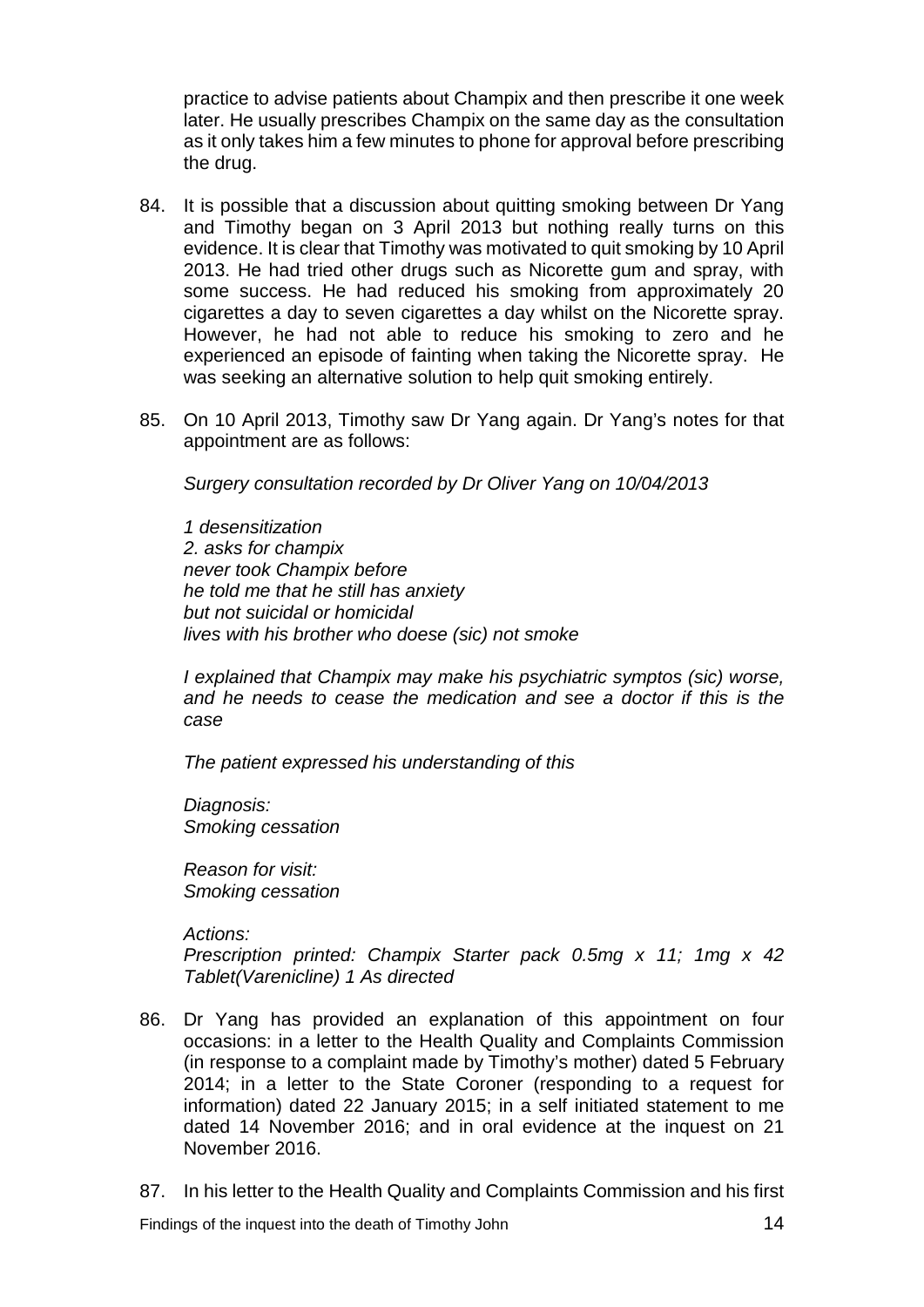practice to advise patients about Champix and then prescribe it one week later. He usually prescribes Champix on the same day as the consultation as it only takes him a few minutes to phone for approval before prescribing the drug.

84. It is possible that a discussion about quitting smoking between Dr Yang and Timothy began on 3 April 2013 but nothing really turns on this evidence. It is clear that Timothy was motivated to quit smoking by 10 April 2013. He had tried other drugs such as Nicorette gum and spray, with some success. He had reduced his smoking from approximately 20 cigarettes a day to seven cigarettes a day whilst on the Nicorette spray. However, he had not able to reduce his smoking to zero and he experienced an episode of fainting when taking the Nicorette spray. He was seeking an alternative solution to help quit smoking entirely.

85. On 10 April 2013, Timothy saw Dr Yang again. Dr Yang's notes for that appointment are as follows:

 *Surgery consultation recorded by Dr Oliver Yang on 10/04/2013*

 *1 desensitization*
 *2. asks for champix*
 *never took Champix before*
 *he told me that he still has anxiety*
 *but not suicidal or homicidal*
 *lives with his brother who doese (sic) not smoke*

 *I explained that Champix may make his psychiatric symptos (sic) worse, and he needs to cease the medication and see a doctor if this is the case*

 *The patient expressed his understanding of this*

 *Diagnosis:*
 *Smoking cessation*

 *Reason for visit:*
 *Smoking cessation*

 *Actions:*
 *Prescription printed: Champix Starter pack 0.5mg x 11; 1mg x 42 Tablet(Varenicline) 1 As directed*

86. Dr Yang has provided an explanation of this appointment on four occasions: in a letter to the Health Quality and Complaints Commission (in response to a complaint made by Timothy's mother) dated 5 February 2014; in a letter to the State Coroner (responding to a request for information) dated 22 January 2015; in a self initiated statement to me dated 14 November 2016; and in oral evidence at the inquest on 21 November 2016.

87. In his letter to the Health Quality and Complaints Commission and his first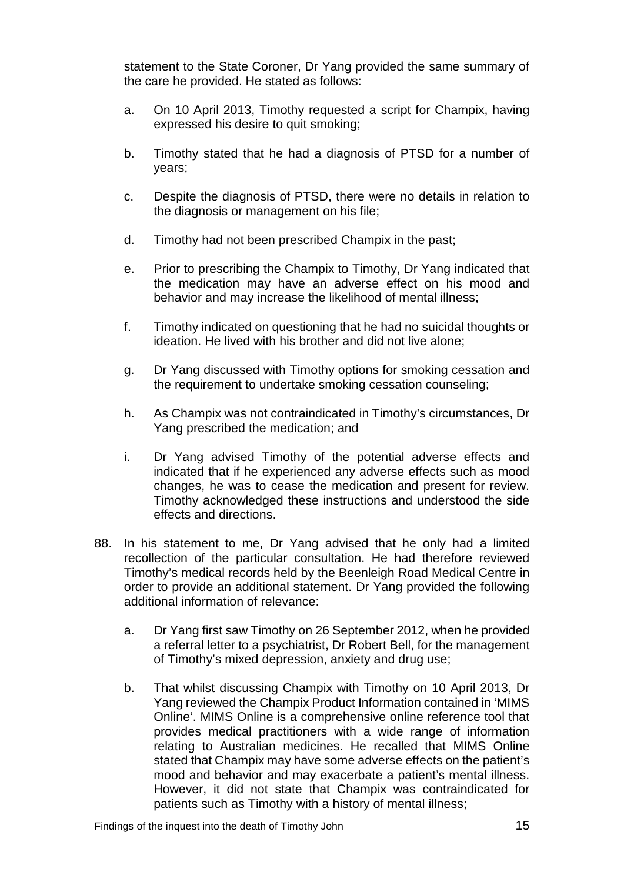statement to the State Coroner, Dr Yang provided the same summary of the care he provided. He stated as follows:

a. On 10 April 2013, Timothy requested a script for Champix, having expressed his desire to quit smoking;

b. Timothy stated that he had a diagnosis of PTSD for a number of years;

c. Despite the diagnosis of PTSD, there were no details in relation to the diagnosis or management on his file;

d. Timothy had not been prescribed Champix in the past;

e. Prior to prescribing the Champix to Timothy, Dr Yang indicated that the medication may have an adverse effect on his mood and behavior and may increase the likelihood of mental illness;

f. Timothy indicated on questioning that he had no suicidal thoughts or ideation. He lived with his brother and did not live alone;

g. Dr Yang discussed with Timothy options for smoking cessation and the requirement to undertake smoking cessation counseling;

h. As Champix was not contraindicated in Timothy's circumstances, Dr Yang prescribed the medication; and

i. Dr Yang advised Timothy of the potential adverse effects and indicated that if he experienced any adverse effects such as mood changes, he was to cease the medication and present for review. Timothy acknowledged these instructions and understood the side effects and directions.

88. In his statement to me, Dr Yang advised that he only had a limited recollection of the particular consultation. He had therefore reviewed Timothy's medical records held by the Beenleigh Road Medical Centre in order to provide an additional statement. Dr Yang provided the following additional information of relevance:

a. Dr Yang first saw Timothy on 26 September 2012, when he provided a referral letter to a psychiatrist, Dr Robert Bell, for the management of Timothy's mixed depression, anxiety and drug use;

b. That whilst discussing Champix with Timothy on 10 April 2013, Dr Yang reviewed the Champix Product Information contained in 'MIMS Online'. MIMS Online is a comprehensive online reference tool that provides medical practitioners with a wide range of information relating to Australian medicines. He recalled that MIMS Online stated that Champix may have some adverse effects on the patient's mood and behavior and may exacerbate a patient's mental illness. However, it did not state that Champix was contraindicated for patients such as Timothy with a history of mental illness;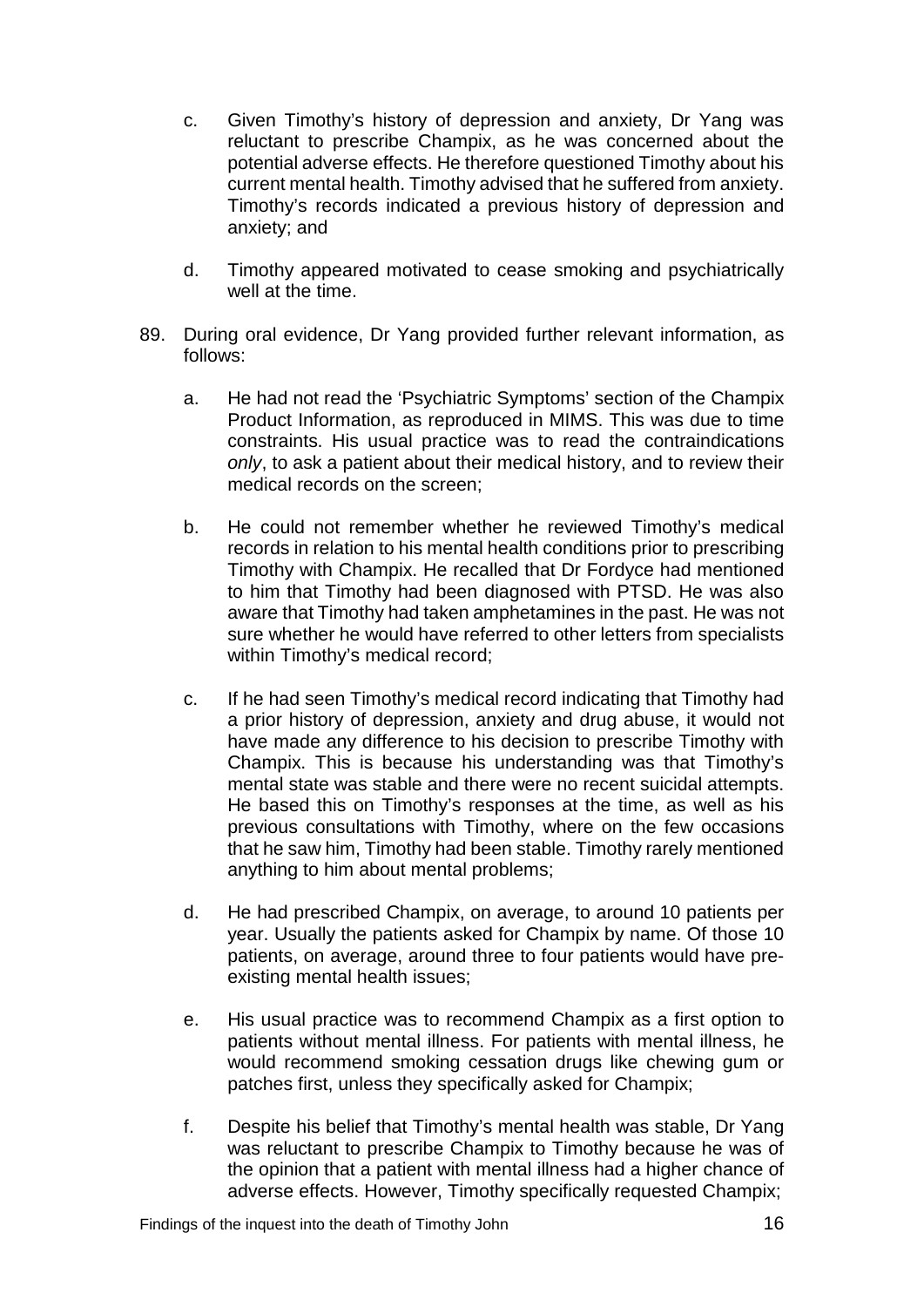c. Given Timothy's history of depression and anxiety, Dr Yang was reluctant to prescribe Champix, as he was concerned about the potential adverse effects. He therefore questioned Timothy about his current mental health. Timothy advised that he suffered from anxiety. Timothy's records indicated a previous history of depression and anxiety; and

d. Timothy appeared motivated to cease smoking and psychiatrically well at the time.

89. During oral evidence, Dr Yang provided further relevant information, as follows:

    a. He had not read the 'Psychiatric Symptoms' section of the Champix Product Information, as reproduced in MIMS. This was due to time constraints. His usual practice was to read the contraindications *only*, to ask a patient about their medical history, and to review their medical records on the screen;

    b. He could not remember whether he reviewed Timothy's medical records in relation to his mental health conditions prior to prescribing Timothy with Champix. He recalled that Dr Fordyce had mentioned to him that Timothy had been diagnosed with PTSD. He was also aware that Timothy had taken amphetamines in the past. He was not sure whether he would have referred to other letters from specialists within Timothy's medical record;

    c. If he had seen Timothy's medical record indicating that Timothy had a prior history of depression, anxiety and drug abuse, it would not have made any difference to his decision to prescribe Timothy with Champix. This is because his understanding was that Timothy's mental state was stable and there were no recent suicidal attempts. He based this on Timothy's responses at the time, as well as his previous consultations with Timothy, where on the few occasions that he saw him, Timothy had been stable. Timothy rarely mentioned anything to him about mental problems;

    d. He had prescribed Champix, on average, to around 10 patients per year. Usually the patients asked for Champix by name. Of those 10 patients, on average, around three to four patients would have pre-existing mental health issues;

    e. His usual practice was to recommend Champix as a first option to patients without mental illness. For patients with mental illness, he would recommend smoking cessation drugs like chewing gum or patches first, unless they specifically asked for Champix;

    f. Despite his belief that Timothy's mental health was stable, Dr Yang was reluctant to prescribe Champix to Timothy because he was of the opinion that a patient with mental illness had a higher chance of adverse effects. However, Timothy specifically requested Champix;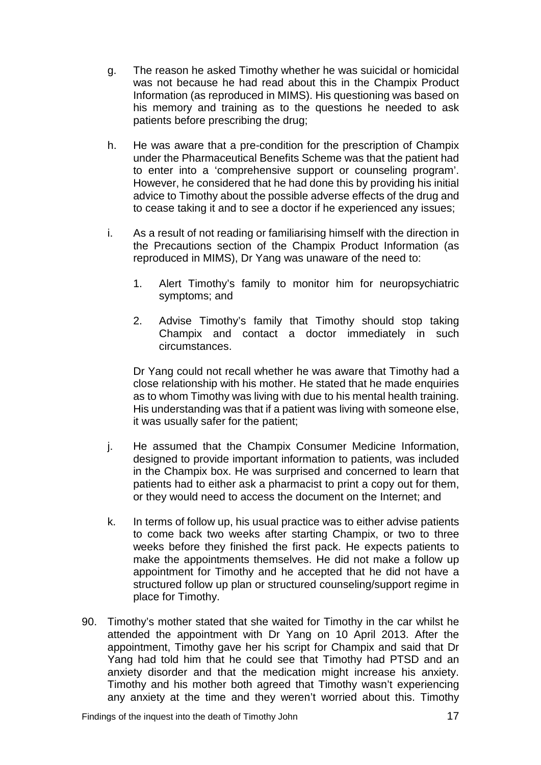g. The reason he asked Timothy whether he was suicidal or homicidal was not because he had read about this in the Champix Product Information (as reproduced in MIMS). His questioning was based on his memory and training as to the questions he needed to ask patients before prescribing the drug;

h. He was aware that a pre-condition for the prescription of Champix under the Pharmaceutical Benefits Scheme was that the patient had to enter into a 'comprehensive support or counseling program'. However, he considered that he had done this by providing his initial advice to Timothy about the possible adverse effects of the drug and to cease taking it and to see a doctor if he experienced any issues;

i. As a result of not reading or familiarising himself with the direction in the Precautions section of the Champix Product Information (as reproduced in MIMS), Dr Yang was unaware of the need to:

   1. Alert Timothy's family to monitor him for neuropsychiatric symptoms; and

   2. Advise Timothy's family that Timothy should stop taking Champix and contact a doctor immediately in such circumstances.

   Dr Yang could not recall whether he was aware that Timothy had a close relationship with his mother. He stated that he made enquiries as to whom Timothy was living with due to his mental health training. His understanding was that if a patient was living with someone else, it was usually safer for the patient;

j. He assumed that the Champix Consumer Medicine Information, designed to provide important information to patients, was included in the Champix box. He was surprised and concerned to learn that patients had to either ask a pharmacist to print a copy out for them, or they would need to access the document on the Internet; and

k. In terms of follow up, his usual practice was to either advise patients to come back two weeks after starting Champix, or two to three weeks before they finished the first pack. He expects patients to make the appointments themselves. He did not make a follow up appointment for Timothy and he accepted that he did not have a structured follow up plan or structured counseling/support regime in place for Timothy.

90. Timothy's mother stated that she waited for Timothy in the car whilst he attended the appointment with Dr Yang on 10 April 2013. After the appointment, Timothy gave her his script for Champix and said that Dr Yang had told him that he could see that Timothy had PTSD and an anxiety disorder and that the medication might increase his anxiety. Timothy and his mother both agreed that Timothy wasn't experiencing any anxiety at the time and they weren't worried about this. Timothy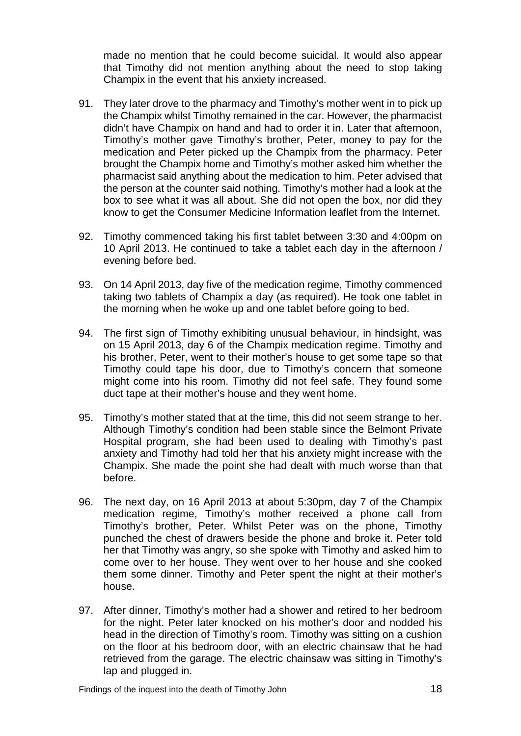made no mention that he could become suicidal. It would also appear that Timothy did not mention anything about the need to stop taking Champix in the event that his anxiety increased.

91. They later drove to the pharmacy and Timothy's mother went in to pick up the Champix whilst Timothy remained in the car. However, the pharmacist didn't have Champix on hand and had to order it in. Later that afternoon, Timothy's mother gave Timothy's brother, Peter, money to pay for the medication and Peter picked up the Champix from the pharmacy. Peter brought the Champix home and Timothy's mother asked him whether the pharmacist said anything about the medication to him. Peter advised that the person at the counter said nothing. Timothy's mother had a look at the box to see what it was all about. She did not open the box, nor did they know to get the Consumer Medicine Information leaflet from the Internet.

92. Timothy commenced taking his first tablet between 3:30 and 4:00pm on 10 April 2013. He continued to take a tablet each day in the afternoon / evening before bed.

93. On 14 April 2013, day five of the medication regime, Timothy commenced taking two tablets of Champix a day (as required). He took one tablet in the morning when he woke up and one tablet before going to bed.

94. The first sign of Timothy exhibiting unusual behaviour, in hindsight, was on 15 April 2013, day 6 of the Champix medication regime. Timothy and his brother, Peter, went to their mother's house to get some tape so that Timothy could tape his door, due to Timothy's concern that someone might come into his room. Timothy did not feel safe. They found some duct tape at their mother's house and they went home.

95. Timothy's mother stated that at the time, this did not seem strange to her. Although Timothy's condition had been stable since the Belmont Private Hospital program, she had been used to dealing with Timothy's past anxiety and Timothy had told her that his anxiety might increase with the Champix. She made the point she had dealt with much worse than that before.

96. The next day, on 16 April 2013 at about 5:30pm, day 7 of the Champix medication regime, Timothy's mother received a phone call from Timothy's brother, Peter. Whilst Peter was on the phone, Timothy punched the chest of drawers beside the phone and broke it. Peter told her that Timothy was angry, so she spoke with Timothy and asked him to come over to her house. They went over to her house and she cooked them some dinner. Timothy and Peter spent the night at their mother's house.

97. After dinner, Timothy's mother had a shower and retired to her bedroom for the night. Peter later knocked on his mother's door and nodded his head in the direction of Timothy's room. Timothy was sitting on a cushion on the floor at his bedroom door, with an electric chainsaw that he had retrieved from the garage. The electric chainsaw was sitting in Timothy's lap and plugged in.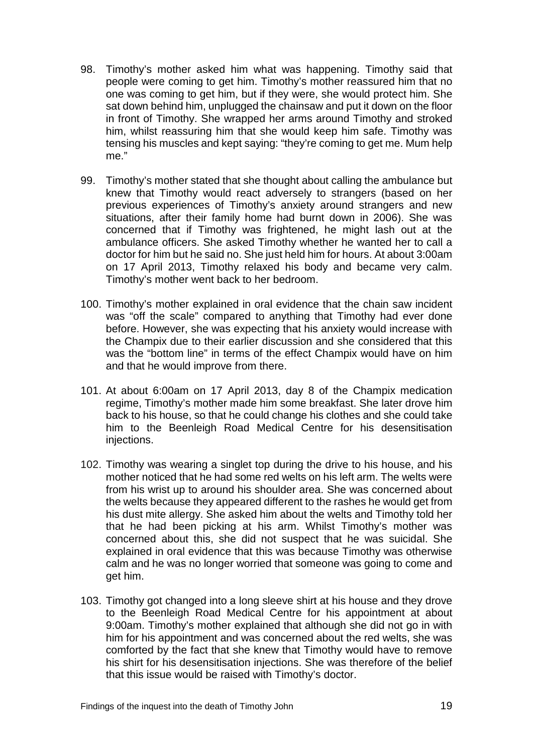98. Timothy's mother asked him what was happening. Timothy said that people were coming to get him. Timothy's mother reassured him that no one was coming to get him, but if they were, she would protect him. She sat down behind him, unplugged the chainsaw and put it down on the floor in front of Timothy. She wrapped her arms around Timothy and stroked him, whilst reassuring him that she would keep him safe. Timothy was tensing his muscles and kept saying: "they're coming to get me. Mum help me."

99. Timothy's mother stated that she thought about calling the ambulance but knew that Timothy would react adversely to strangers (based on her previous experiences of Timothy's anxiety around strangers and new situations, after their family home had burnt down in 2006). She was concerned that if Timothy was frightened, he might lash out at the ambulance officers. She asked Timothy whether he wanted her to call a doctor for him but he said no. She just held him for hours. At about 3:00am on 17 April 2013, Timothy relaxed his body and became very calm. Timothy's mother went back to her bedroom.

100. Timothy's mother explained in oral evidence that the chain saw incident was "off the scale" compared to anything that Timothy had ever done before. However, she was expecting that his anxiety would increase with the Champix due to their earlier discussion and she considered that this was the "bottom line" in terms of the effect Champix would have on him and that he would improve from there.

101. At about 6:00am on 17 April 2013, day 8 of the Champix medication regime, Timothy's mother made him some breakfast. She later drove him back to his house, so that he could change his clothes and she could take him to the Beenleigh Road Medical Centre for his desensitisation injections.

102. Timothy was wearing a singlet top during the drive to his house, and his mother noticed that he had some red welts on his left arm. The welts were from his wrist up to around his shoulder area. She was concerned about the welts because they appeared different to the rashes he would get from his dust mite allergy. She asked him about the welts and Timothy told her that he had been picking at his arm. Whilst Timothy's mother was concerned about this, she did not suspect that he was suicidal. She explained in oral evidence that this was because Timothy was otherwise calm and he was no longer worried that someone was going to come and get him.

103. Timothy got changed into a long sleeve shirt at his house and they drove to the Beenleigh Road Medical Centre for his appointment at about 9:00am. Timothy's mother explained that although she did not go in with him for his appointment and was concerned about the red welts, she was comforted by the fact that she knew that Timothy would have to remove his shirt for his desensitisation injections. She was therefore of the belief that this issue would be raised with Timothy's doctor.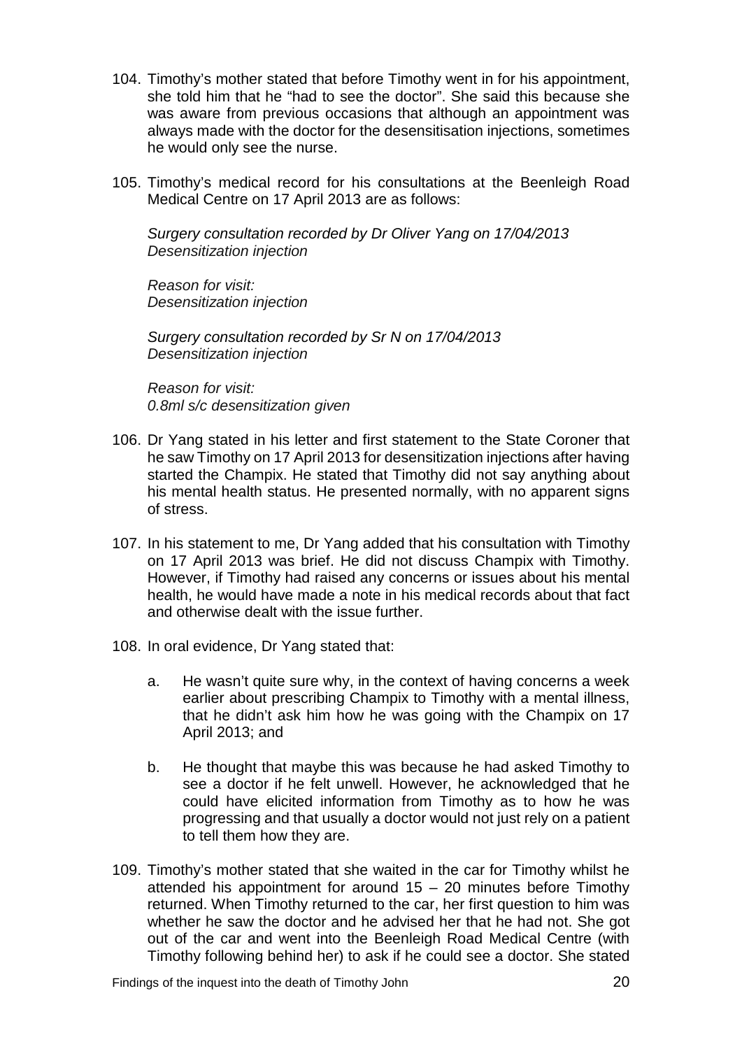104. Timothy's mother stated that before Timothy went in for his appointment, she told him that he "had to see the doctor". She said this because she was aware from previous occasions that although an appointment was always made with the doctor for the desensitisation injections, sometimes he would only see the nurse.

105. Timothy's medical record for his consultations at the Beenleigh Road Medical Centre on 17 April 2013 are as follows:

    *Surgery consultation recorded by Dr Oliver Yang on 17/04/2013*
    *Desensitization injection*

    *Reason for visit:*
    *Desensitization injection*

    *Surgery consultation recorded by Sr N on 17/04/2013*
    *Desensitization injection*

    *Reason for visit:*
    *0.8ml s/c desensitization given*

106. Dr Yang stated in his letter and first statement to the State Coroner that he saw Timothy on 17 April 2013 for desensitization injections after having started the Champix. He stated that Timothy did not say anything about his mental health status. He presented normally, with no apparent signs of stress.

107. In his statement to me, Dr Yang added that his consultation with Timothy on 17 April 2013 was brief. He did not discuss Champix with Timothy. However, if Timothy had raised any concerns or issues about his mental health, he would have made a note in his medical records about that fact and otherwise dealt with the issue further.

108. In oral evidence, Dr Yang stated that:

    a. He wasn't quite sure why, in the context of having concerns a week earlier about prescribing Champix to Timothy with a mental illness, that he didn't ask him how he was going with the Champix on 17 April 2013; and

    b. He thought that maybe this was because he had asked Timothy to see a doctor if he felt unwell. However, he acknowledged that he could have elicited information from Timothy as to how he was progressing and that usually a doctor would not just rely on a patient to tell them how they are.

109. Timothy's mother stated that she waited in the car for Timothy whilst he attended his appointment for around 15 – 20 minutes before Timothy returned. When Timothy returned to the car, her first question to him was whether he saw the doctor and he advised her that he had not. She got out of the car and went into the Beenleigh Road Medical Centre (with Timothy following behind her) to ask if he could see a doctor. She stated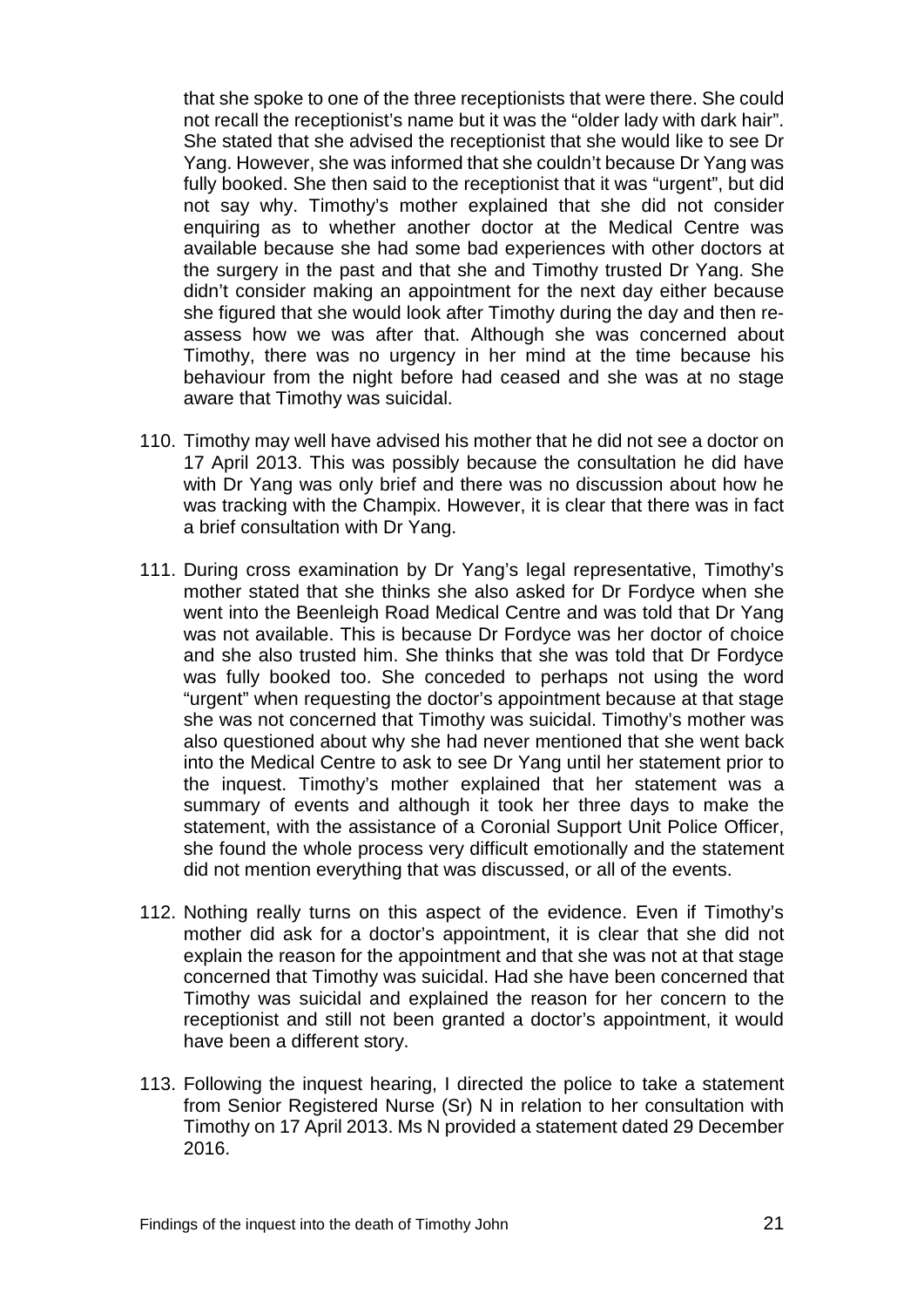that she spoke to one of the three receptionists that were there. She could not recall the receptionist's name but it was the "older lady with dark hair". She stated that she advised the receptionist that she would like to see Dr Yang. However, she was informed that she couldn't because Dr Yang was fully booked. She then said to the receptionist that it was "urgent", but did not say why. Timothy's mother explained that she did not consider enquiring as to whether another doctor at the Medical Centre was available because she had some bad experiences with other doctors at the surgery in the past and that she and Timothy trusted Dr Yang. She didn't consider making an appointment for the next day either because she figured that she would look after Timothy during the day and then re-assess how we was after that. Although she was concerned about Timothy, there was no urgency in her mind at the time because his behaviour from the night before had ceased and she was at no stage aware that Timothy was suicidal.

110. Timothy may well have advised his mother that he did not see a doctor on 17 April 2013. This was possibly because the consultation he did have with Dr Yang was only brief and there was no discussion about how he was tracking with the Champix. However, it is clear that there was in fact a brief consultation with Dr Yang.

111. During cross examination by Dr Yang's legal representative, Timothy's mother stated that she thinks she also asked for Dr Fordyce when she went into the Beenleigh Road Medical Centre and was told that Dr Yang was not available. This is because Dr Fordyce was her doctor of choice and she also trusted him. She thinks that she was told that Dr Fordyce was fully booked too. She conceded to perhaps not using the word "urgent" when requesting the doctor's appointment because at that stage she was not concerned that Timothy was suicidal. Timothy's mother was also questioned about why she had never mentioned that she went back into the Medical Centre to ask to see Dr Yang until her statement prior to the inquest. Timothy's mother explained that her statement was a summary of events and although it took her three days to make the statement, with the assistance of a Coronial Support Unit Police Officer, she found the whole process very difficult emotionally and the statement did not mention everything that was discussed, or all of the events.

112. Nothing really turns on this aspect of the evidence. Even if Timothy's mother did ask for a doctor's appointment, it is clear that she did not explain the reason for the appointment and that she was not at that stage concerned that Timothy was suicidal. Had she have been concerned that Timothy was suicidal and explained the reason for her concern to the receptionist and still not been granted a doctor's appointment, it would have been a different story.

113. Following the inquest hearing, I directed the police to take a statement from Senior Registered Nurse (Sr) N in relation to her consultation with Timothy on 17 April 2013. Ms N provided a statement dated 29 December 2016.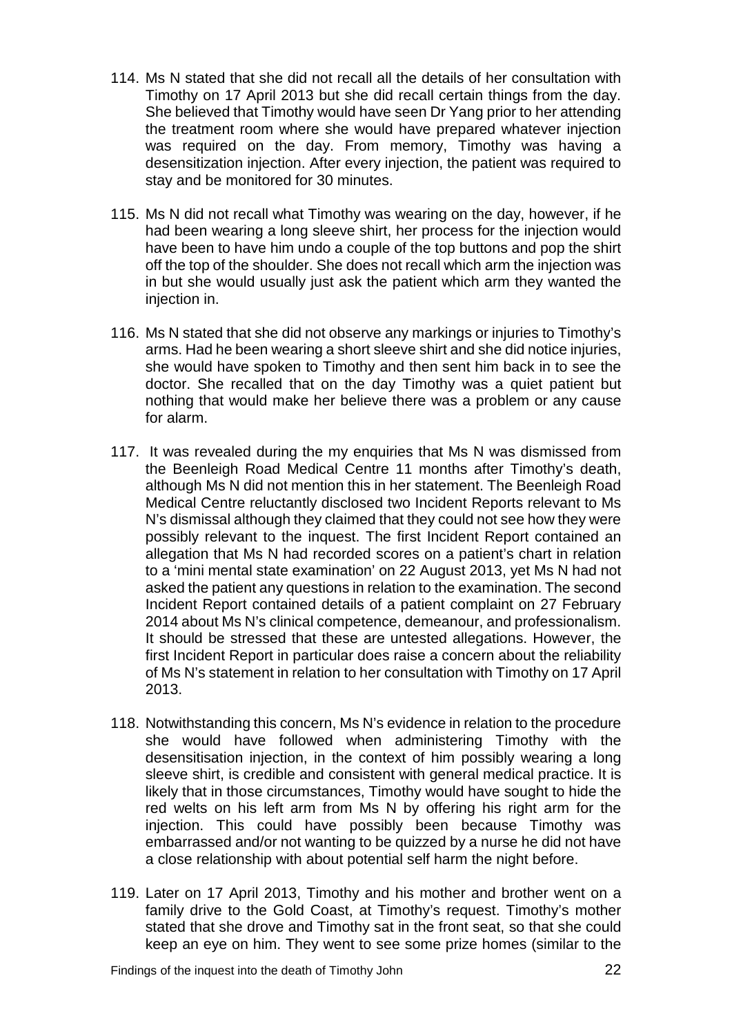114. Ms N stated that she did not recall all the details of her consultation with Timothy on 17 April 2013 but she did recall certain things from the day. She believed that Timothy would have seen Dr Yang prior to her attending the treatment room where she would have prepared whatever injection was required on the day. From memory, Timothy was having a desensitization injection. After every injection, the patient was required to stay and be monitored for 30 minutes.

115. Ms N did not recall what Timothy was wearing on the day, however, if he had been wearing a long sleeve shirt, her process for the injection would have been to have him undo a couple of the top buttons and pop the shirt off the top of the shoulder. She does not recall which arm the injection was in but she would usually just ask the patient which arm they wanted the injection in.

116. Ms N stated that she did not observe any markings or injuries to Timothy's arms. Had he been wearing a short sleeve shirt and she did notice injuries, she would have spoken to Timothy and then sent him back in to see the doctor. She recalled that on the day Timothy was a quiet patient but nothing that would make her believe there was a problem or any cause for alarm.

117. It was revealed during the my enquiries that Ms N was dismissed from the Beenleigh Road Medical Centre 11 months after Timothy's death, although Ms N did not mention this in her statement. The Beenleigh Road Medical Centre reluctantly disclosed two Incident Reports relevant to Ms N's dismissal although they claimed that they could not see how they were possibly relevant to the inquest. The first Incident Report contained an allegation that Ms N had recorded scores on a patient's chart in relation to a 'mini mental state examination' on 22 August 2013, yet Ms N had not asked the patient any questions in relation to the examination. The second Incident Report contained details of a patient complaint on 27 February 2014 about Ms N's clinical competence, demeanour, and professionalism. It should be stressed that these are untested allegations. However, the first Incident Report in particular does raise a concern about the reliability of Ms N's statement in relation to her consultation with Timothy on 17 April 2013.

118. Notwithstanding this concern, Ms N's evidence in relation to the procedure she would have followed when administering Timothy with the desensitisation injection, in the context of him possibly wearing a long sleeve shirt, is credible and consistent with general medical practice. It is likely that in those circumstances, Timothy would have sought to hide the red welts on his left arm from Ms N by offering his right arm for the injection. This could have possibly been because Timothy was embarrassed and/or not wanting to be quizzed by a nurse he did not have a close relationship with about potential self harm the night before.

119. Later on 17 April 2013, Timothy and his mother and brother went on a family drive to the Gold Coast, at Timothy's request. Timothy's mother stated that she drove and Timothy sat in the front seat, so that she could keep an eye on him. They went to see some prize homes (similar to the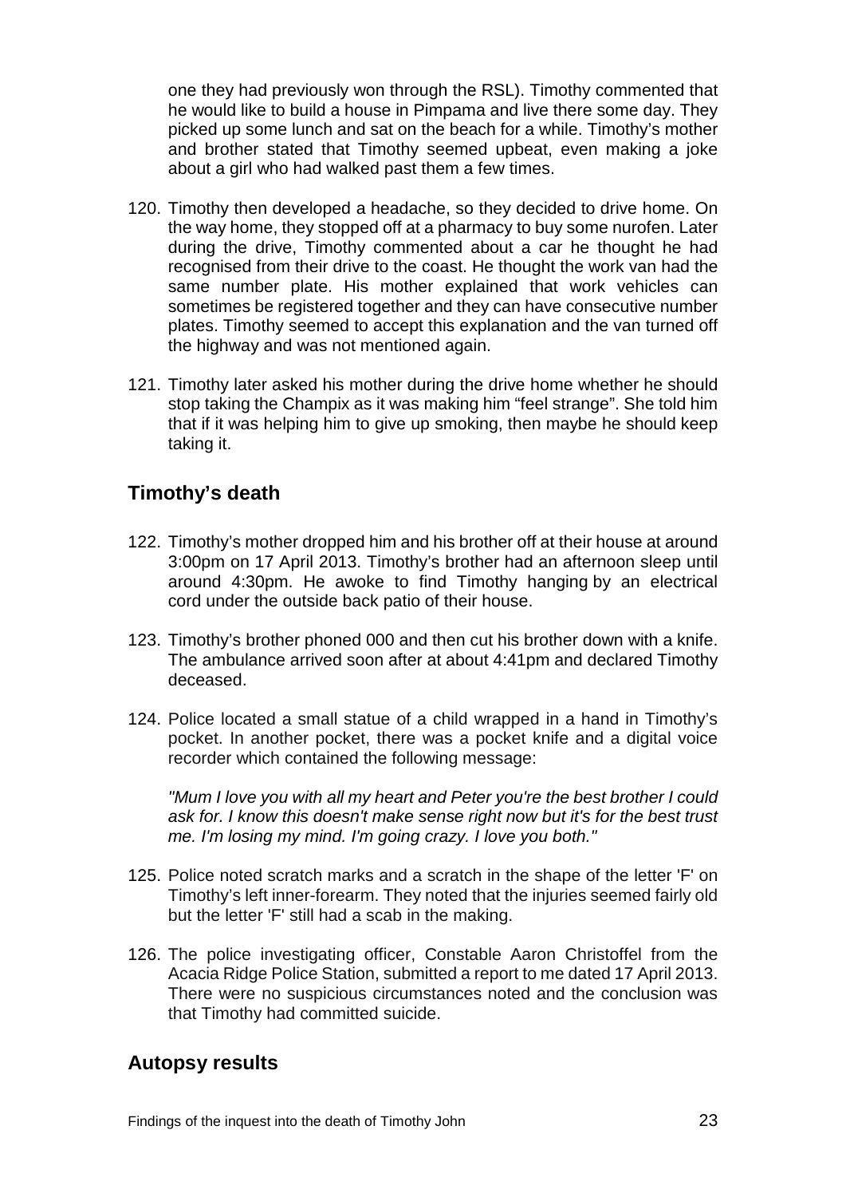one they had previously won through the RSL). Timothy commented that he would like to build a house in Pimpama and live there some day. They picked up some lunch and sat on the beach for a while. Timothy's mother and brother stated that Timothy seemed upbeat, even making a joke about a girl who had walked past them a few times.

120. Timothy then developed a headache, so they decided to drive home. On the way home, they stopped off at a pharmacy to buy some nurofen. Later during the drive, Timothy commented about a car he thought he had recognised from their drive to the coast. He thought the work van had the same number plate. His mother explained that work vehicles can sometimes be registered together and they can have consecutive number plates. Timothy seemed to accept this explanation and the van turned off the highway and was not mentioned again.

121. Timothy later asked his mother during the drive home whether he should stop taking the Champix as it was making him "feel strange". She told him that if it was helping him to give up smoking, then maybe he should keep taking it.

## Timothy's death

122. Timothy's mother dropped him and his brother off at their house at around 3:00pm on 17 April 2013. Timothy's brother had an afternoon sleep until around 4:30pm. He awoke to find Timothy hanging by an electrical cord under the outside back patio of their house.

123. Timothy's brother phoned 000 and then cut his brother down with a knife. The ambulance arrived soon after at about 4:41pm and declared Timothy deceased.

124. Police located a small statue of a child wrapped in a hand in Timothy's pocket. In another pocket, there was a pocket knife and a digital voice recorder which contained the following message:

    *"Mum I love you with all my heart and Peter you're the best brother I could ask for. I know this doesn't make sense right now but it's for the best trust me. I'm losing my mind. I'm going crazy. I love you both."*

125. Police noted scratch marks and a scratch in the shape of the letter 'F' on Timothy's left inner-forearm. They noted that the injuries seemed fairly old but the letter 'F' still had a scab in the making.

126. The police investigating officer, Constable Aaron Christoffel from the Acacia Ridge Police Station, submitted a report to me dated 17 April 2013. There were no suspicious circumstances noted and the conclusion was that Timothy had committed suicide.

## Autopsy results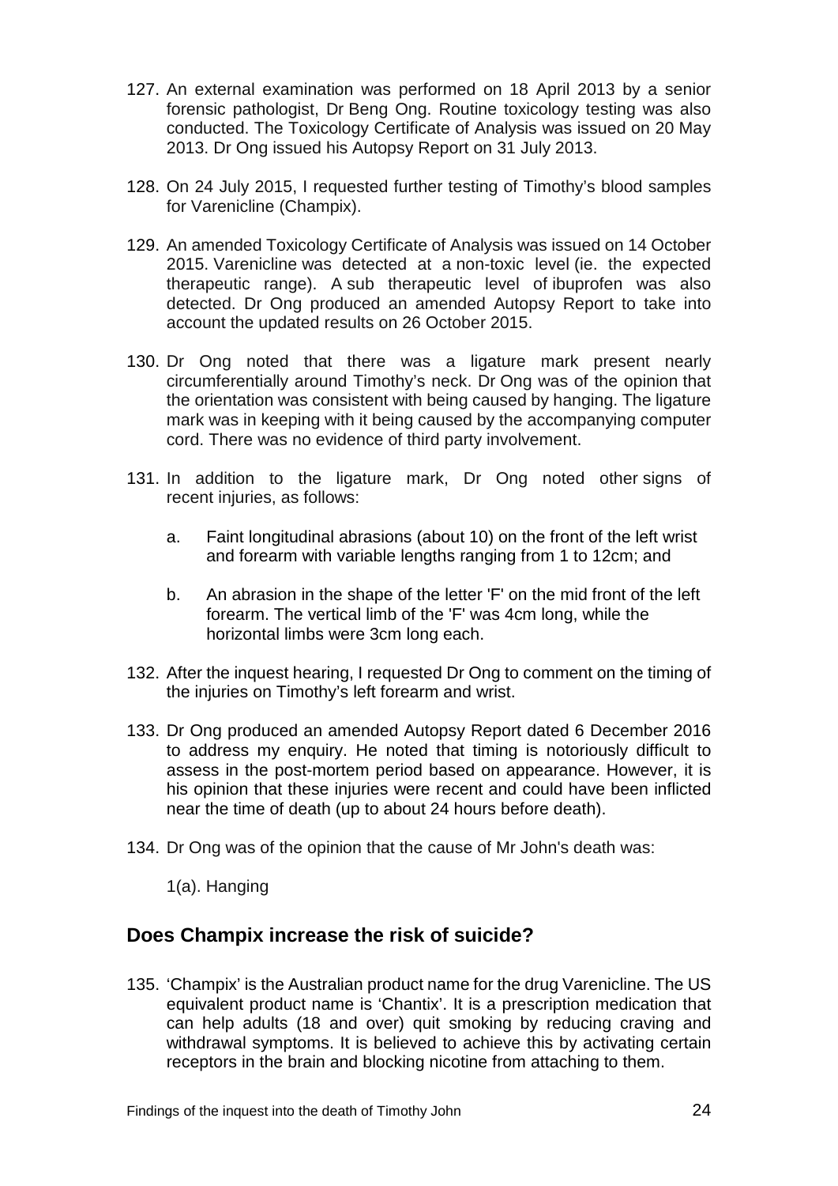127. An external examination was performed on 18 April 2013 by a senior forensic pathologist, Dr Beng Ong. Routine toxicology testing was also conducted. The Toxicology Certificate of Analysis was issued on 20 May 2013. Dr Ong issued his Autopsy Report on 31 July 2013.

128. On 24 July 2015, I requested further testing of Timothy's blood samples for Varenicline (Champix).

129. An amended Toxicology Certificate of Analysis was issued on 14 October 2015. Varenicline was detected at a non-toxic level (ie. the expected therapeutic range). A sub therapeutic level of ibuprofen was also detected. Dr Ong produced an amended Autopsy Report to take into account the updated results on 26 October 2015.

130. Dr Ong noted that there was a ligature mark present nearly circumferentially around Timothy's neck. Dr Ong was of the opinion that the orientation was consistent with being caused by hanging. The ligature mark was in keeping with it being caused by the accompanying computer cord. There was no evidence of third party involvement.

131. In addition to the ligature mark, Dr Ong noted other signs of recent injuries, as follows:

    a. Faint longitudinal abrasions (about 10) on the front of the left wrist and forearm with variable lengths ranging from 1 to 12cm; and

    b. An abrasion in the shape of the letter 'F' on the mid front of the left forearm. The vertical limb of the 'F' was 4cm long, while the horizontal limbs were 3cm long each.

132. After the inquest hearing, I requested Dr Ong to comment on the timing of the injuries on Timothy's left forearm and wrist.

133. Dr Ong produced an amended Autopsy Report dated 6 December 2016 to address my enquiry. He noted that timing is notoriously difficult to assess in the post-mortem period based on appearance. However, it is his opinion that these injuries were recent and could have been inflicted near the time of death (up to about 24 hours before death).

134. Dr Ong was of the opinion that the cause of Mr John's death was:

    1(a). Hanging

## Does Champix increase the risk of suicide?

135. 'Champix' is the Australian product name for the drug Varenicline. The US equivalent product name is 'Chantix'. It is a prescription medication that can help adults (18 and over) quit smoking by reducing craving and withdrawal symptoms. It is believed to achieve this by activating certain receptors in the brain and blocking nicotine from attaching to them.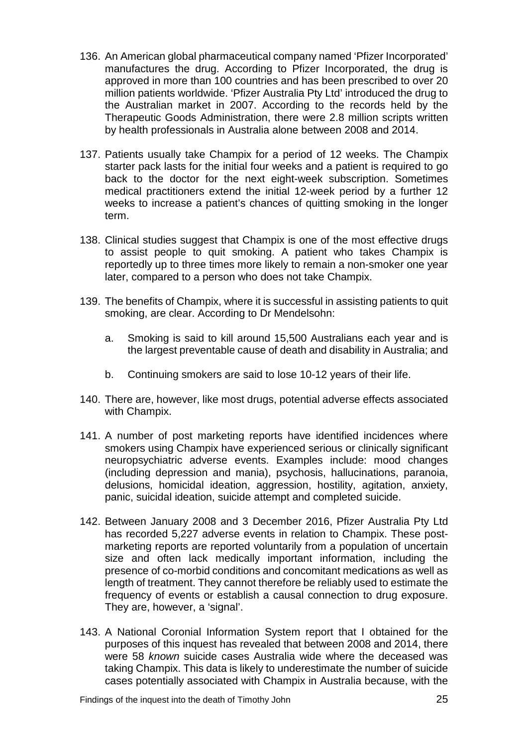136. An American global pharmaceutical company named 'Pfizer Incorporated' manufactures the drug. According to Pfizer Incorporated, the drug is approved in more than 100 countries and has been prescribed to over 20 million patients worldwide. 'Pfizer Australia Pty Ltd' introduced the drug to the Australian market in 2007. According to the records held by the Therapeutic Goods Administration, there were 2.8 million scripts written by health professionals in Australia alone between 2008 and 2014.

137. Patients usually take Champix for a period of 12 weeks. The Champix starter pack lasts for the initial four weeks and a patient is required to go back to the doctor for the next eight-week subscription. Sometimes medical practitioners extend the initial 12-week period by a further 12 weeks to increase a patient's chances of quitting smoking in the longer term.

138. Clinical studies suggest that Champix is one of the most effective drugs to assist people to quit smoking. A patient who takes Champix is reportedly up to three times more likely to remain a non-smoker one year later, compared to a person who does not take Champix.

139. The benefits of Champix, where it is successful in assisting patients to quit smoking, are clear. According to Dr Mendelsohn:

    a. Smoking is said to kill around 15,500 Australians each year and is the largest preventable cause of death and disability in Australia; and

    b. Continuing smokers are said to lose 10-12 years of their life.

140. There are, however, like most drugs, potential adverse effects associated with Champix.

141. A number of post marketing reports have identified incidences where smokers using Champix have experienced serious or clinically significant neuropsychiatric adverse events. Examples include: mood changes (including depression and mania), psychosis, hallucinations, paranoia, delusions, homicidal ideation, aggression, hostility, agitation, anxiety, panic, suicidal ideation, suicide attempt and completed suicide.

142. Between January 2008 and 3 December 2016, Pfizer Australia Pty Ltd has recorded 5,227 adverse events in relation to Champix. These post-marketing reports are reported voluntarily from a population of uncertain size and often lack medically important information, including the presence of co-morbid conditions and concomitant medications as well as length of treatment. They cannot therefore be reliably used to estimate the frequency of events or establish a causal connection to drug exposure. They are, however, a 'signal'.

143. A National Coronial Information System report that I obtained for the purposes of this inquest has revealed that between 2008 and 2014, there were 58 *known* suicide cases Australia wide where the deceased was taking Champix. This data is likely to underestimate the number of suicide cases potentially associated with Champix in Australia because, with the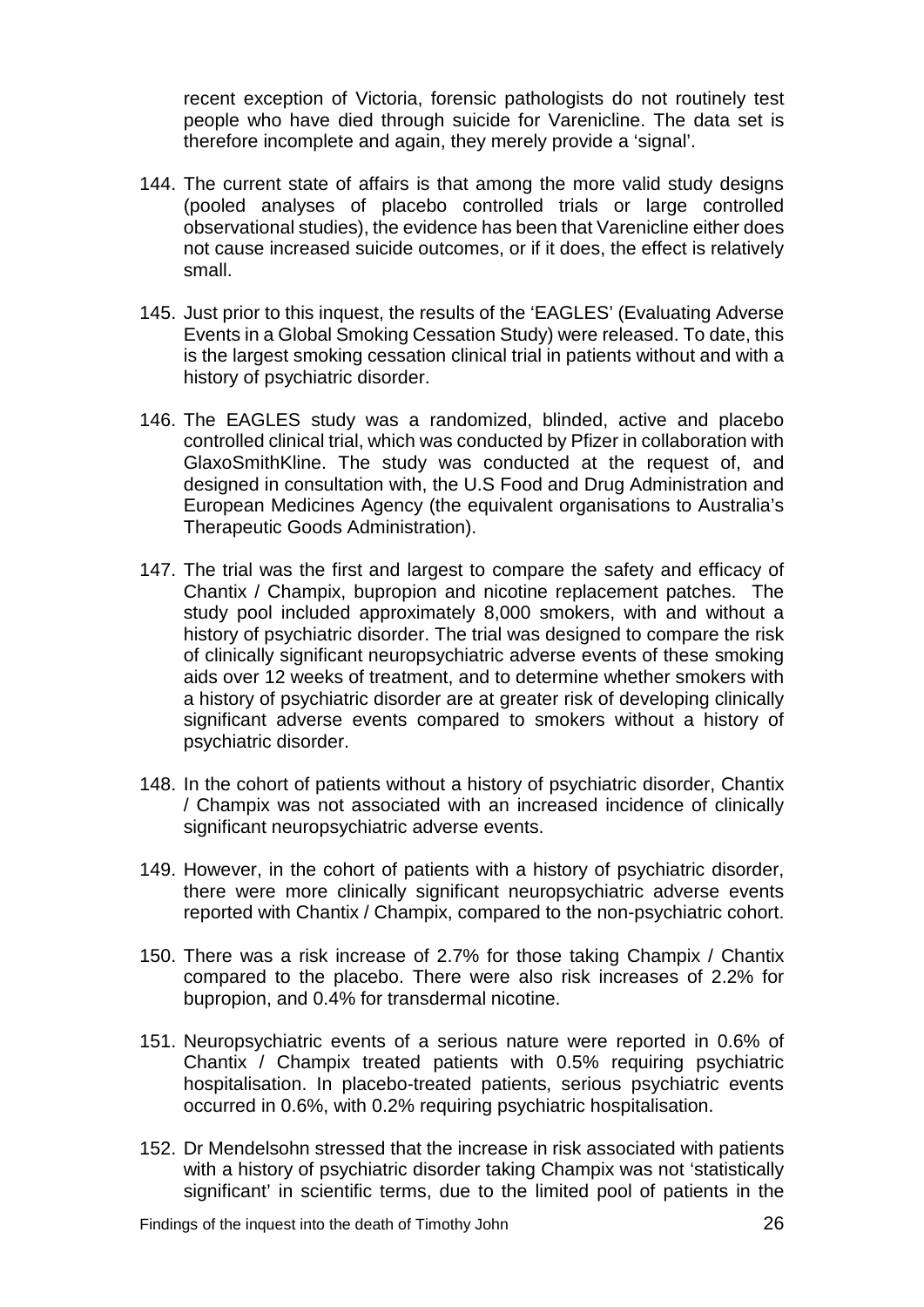recent exception of Victoria, forensic pathologists do not routinely test people who have died through suicide for Varenicline. The data set is therefore incomplete and again, they merely provide a 'signal'.

144. The current state of affairs is that among the more valid study designs (pooled analyses of placebo controlled trials or large controlled observational studies), the evidence has been that Varenicline either does not cause increased suicide outcomes, or if it does, the effect is relatively small.

145. Just prior to this inquest, the results of the 'EAGLES' (Evaluating Adverse Events in a Global Smoking Cessation Study) were released. To date, this is the largest smoking cessation clinical trial in patients without and with a history of psychiatric disorder.

146. The EAGLES study was a randomized, blinded, active and placebo controlled clinical trial, which was conducted by Pfizer in collaboration with GlaxoSmithKline. The study was conducted at the request of, and designed in consultation with, the U.S Food and Drug Administration and European Medicines Agency (the equivalent organisations to Australia's Therapeutic Goods Administration).

147. The trial was the first and largest to compare the safety and efficacy of Chantix / Champix, bupropion and nicotine replacement patches. The study pool included approximately 8,000 smokers, with and without a history of psychiatric disorder. The trial was designed to compare the risk of clinically significant neuropsychiatric adverse events of these smoking aids over 12 weeks of treatment, and to determine whether smokers with a history of psychiatric disorder are at greater risk of developing clinically significant adverse events compared to smokers without a history of psychiatric disorder.

148. In the cohort of patients without a history of psychiatric disorder, Chantix / Champix was not associated with an increased incidence of clinically significant neuropsychiatric adverse events.

149. However, in the cohort of patients with a history of psychiatric disorder, there were more clinically significant neuropsychiatric adverse events reported with Chantix / Champix, compared to the non-psychiatric cohort.

150. There was a risk increase of 2.7% for those taking Champix / Chantix compared to the placebo. There were also risk increases of 2.2% for bupropion, and 0.4% for transdermal nicotine.

151. Neuropsychiatric events of a serious nature were reported in 0.6% of Chantix / Champix treated patients with 0.5% requiring psychiatric hospitalisation. In placebo-treated patients, serious psychiatric events occurred in 0.6%, with 0.2% requiring psychiatric hospitalisation.

152. Dr Mendelsohn stressed that the increase in risk associated with patients with a history of psychiatric disorder taking Champix was not 'statistically significant' in scientific terms, due to the limited pool of patients in the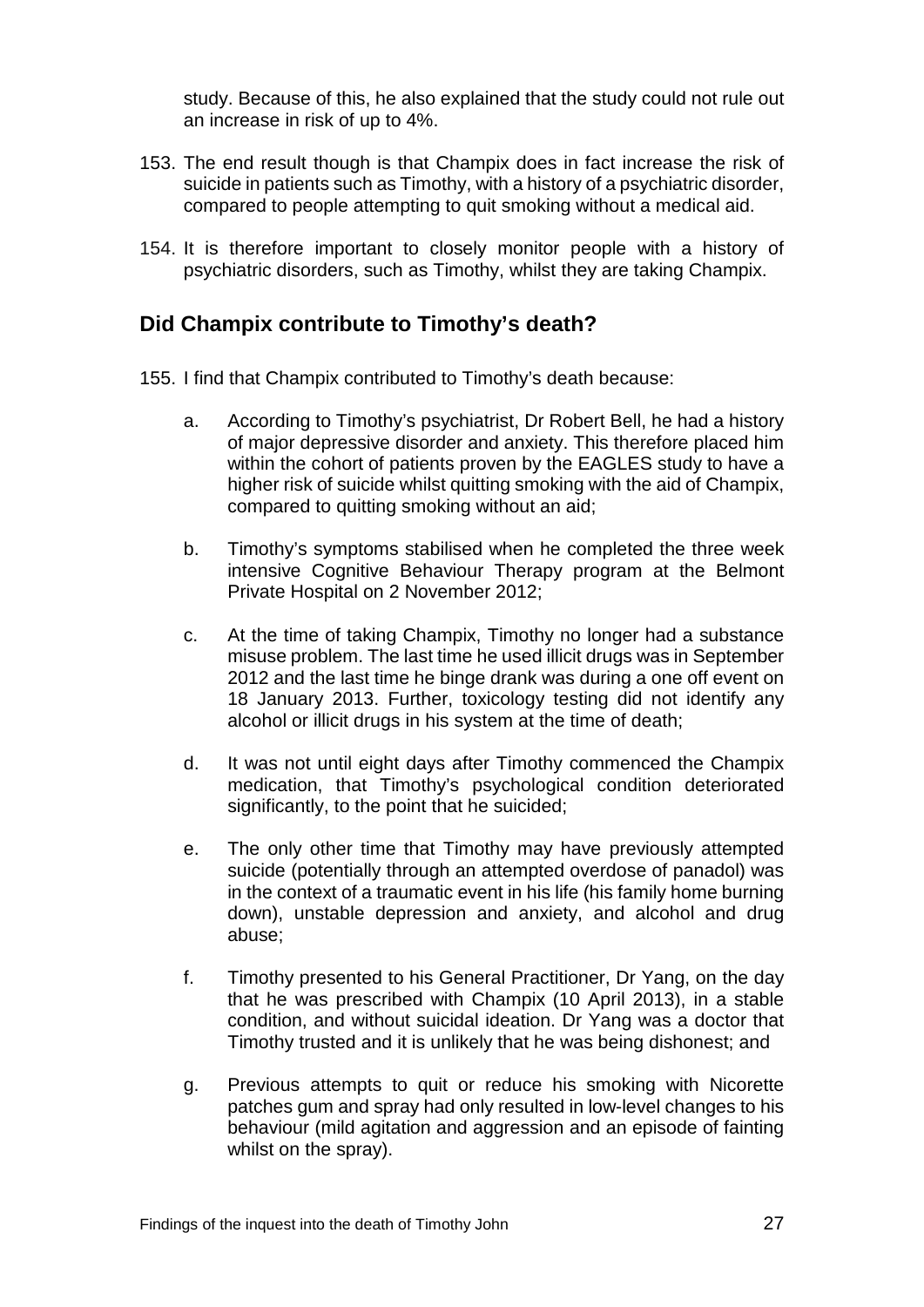study. Because of this, he also explained that the study could not rule out an increase in risk of up to 4%.

153. The end result though is that Champix does in fact increase the risk of suicide in patients such as Timothy, with a history of a psychiatric disorder, compared to people attempting to quit smoking without a medical aid.

154. It is therefore important to closely monitor people with a history of psychiatric disorders, such as Timothy, whilst they are taking Champix.

## Did Champix contribute to Timothy's death?

155. I find that Champix contributed to Timothy's death because:

    a. According to Timothy's psychiatrist, Dr Robert Bell, he had a history of major depressive disorder and anxiety. This therefore placed him within the cohort of patients proven by the EAGLES study to have a higher risk of suicide whilst quitting smoking with the aid of Champix, compared to quitting smoking without an aid;

    b. Timothy's symptoms stabilised when he completed the three week intensive Cognitive Behaviour Therapy program at the Belmont Private Hospital on 2 November 2012;

    c. At the time of taking Champix, Timothy no longer had a substance misuse problem. The last time he used illicit drugs was in September 2012 and the last time he binge drank was during a one off event on 18 January 2013. Further, toxicology testing did not identify any alcohol or illicit drugs in his system at the time of death;

    d. It was not until eight days after Timothy commenced the Champix medication, that Timothy's psychological condition deteriorated significantly, to the point that he suicided;

    e. The only other time that Timothy may have previously attempted suicide (potentially through an attempted overdose of panadol) was in the context of a traumatic event in his life (his family home burning down), unstable depression and anxiety, and alcohol and drug abuse;

    f. Timothy presented to his General Practitioner, Dr Yang, on the day that he was prescribed with Champix (10 April 2013), in a stable condition, and without suicidal ideation. Dr Yang was a doctor that Timothy trusted and it is unlikely that he was being dishonest; and

    g. Previous attempts to quit or reduce his smoking with Nicorette patches gum and spray had only resulted in low-level changes to his behaviour (mild agitation and aggression and an episode of fainting whilst on the spray).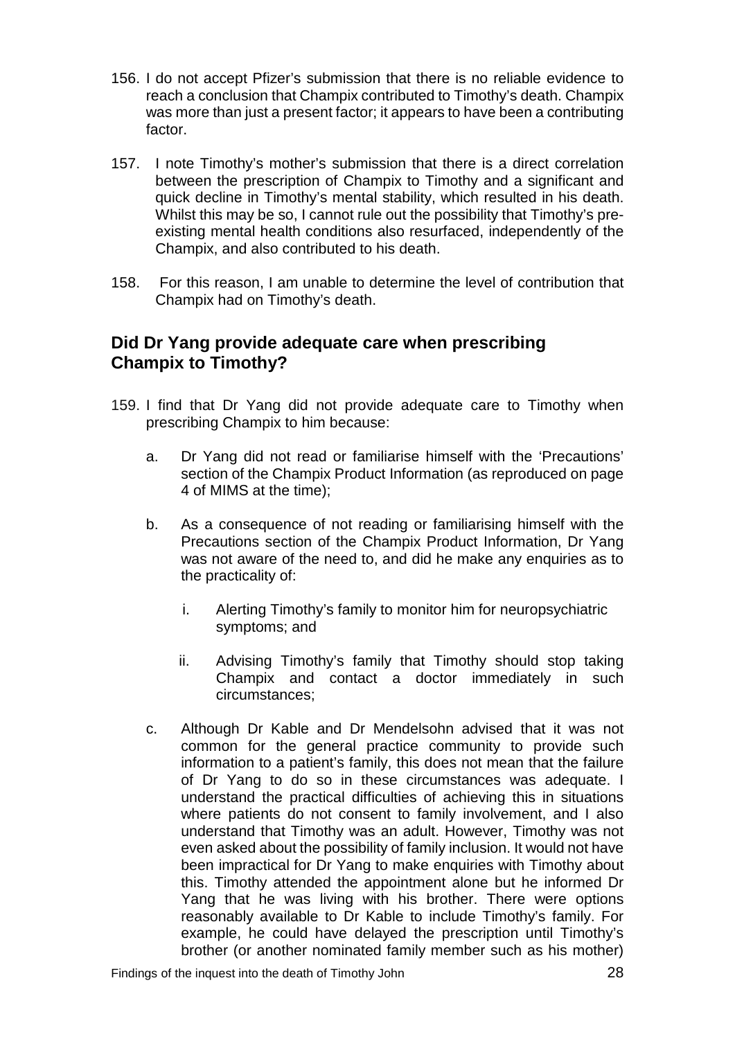156. I do not accept Pfizer's submission that there is no reliable evidence to reach a conclusion that Champix contributed to Timothy's death. Champix was more than just a present factor; it appears to have been a contributing factor.

157. I note Timothy's mother's submission that there is a direct correlation between the prescription of Champix to Timothy and a significant and quick decline in Timothy's mental stability, which resulted in his death. Whilst this may be so, I cannot rule out the possibility that Timothy's pre-existing mental health conditions also resurfaced, independently of the Champix, and also contributed to his death.

158. For this reason, I am unable to determine the level of contribution that Champix had on Timothy's death.

## Did Dr Yang provide adequate care when prescribing Champix to Timothy?

159. I find that Dr Yang did not provide adequate care to Timothy when prescribing Champix to him because:

    a. Dr Yang did not read or familiarise himself with the 'Precautions' section of the Champix Product Information (as reproduced on page 4 of MIMS at the time);

    b. As a consequence of not reading or familiarising himself with the Precautions section of the Champix Product Information, Dr Yang was not aware of the need to, and did he make any enquiries as to the practicality of:

        i. Alerting Timothy's family to monitor him for neuropsychiatric symptoms; and

        ii. Advising Timothy's family that Timothy should stop taking Champix and contact a doctor immediately in such circumstances;

    c. Although Dr Kable and Dr Mendelsohn advised that it was not common for the general practice community to provide such information to a patient's family, this does not mean that the failure of Dr Yang to do so in these circumstances was adequate. I understand the practical difficulties of achieving this in situations where patients do not consent to family involvement, and I also understand that Timothy was an adult. However, Timothy was not even asked about the possibility of family inclusion. It would not have been impractical for Dr Yang to make enquiries with Timothy about this. Timothy attended the appointment alone but he informed Dr Yang that he was living with his brother. There were options reasonably available to Dr Kable to include Timothy's family. For example, he could have delayed the prescription until Timothy's brother (or another nominated family member such as his mother)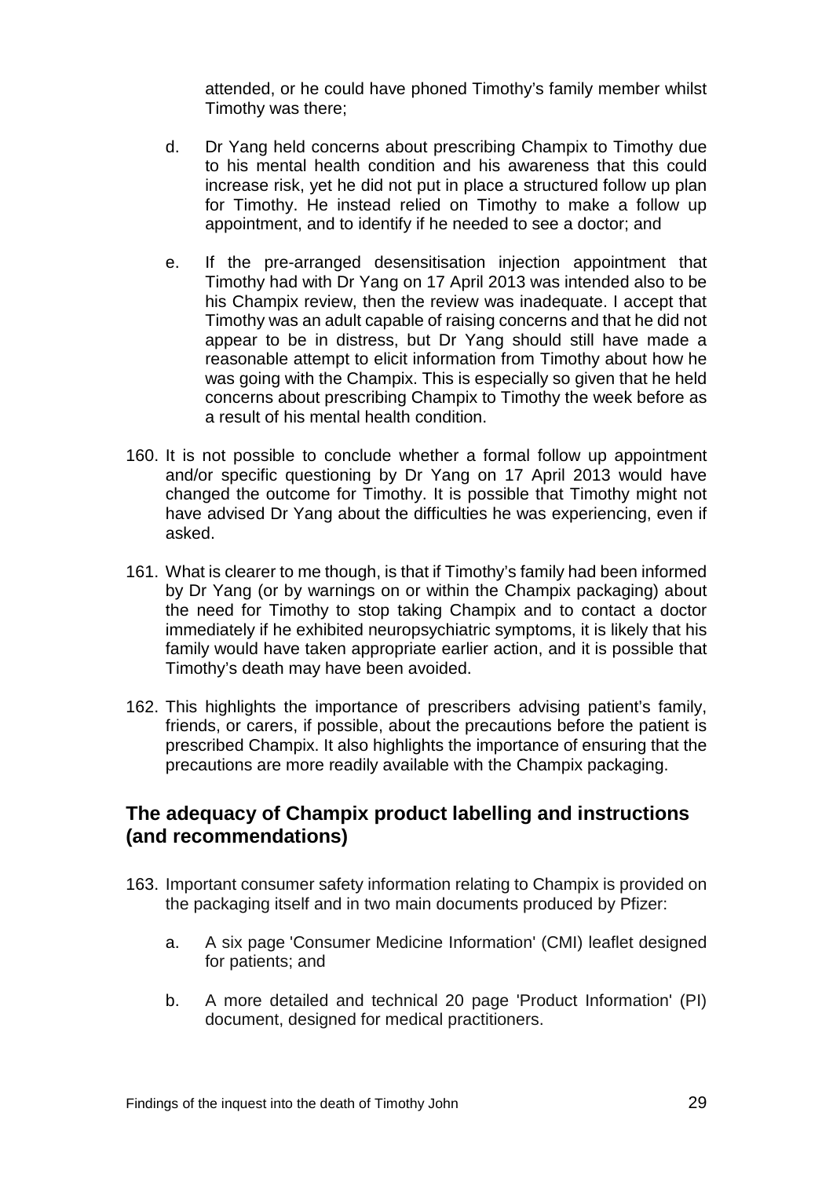attended, or he could have phoned Timothy's family member whilst Timothy was there;

d. Dr Yang held concerns about prescribing Champix to Timothy due to his mental health condition and his awareness that this could increase risk, yet he did not put in place a structured follow up plan for Timothy. He instead relied on Timothy to make a follow up appointment, and to identify if he needed to see a doctor; and

e. If the pre-arranged desensitisation injection appointment that Timothy had with Dr Yang on 17 April 2013 was intended also to be his Champix review, then the review was inadequate. I accept that Timothy was an adult capable of raising concerns and that he did not appear to be in distress, but Dr Yang should still have made a reasonable attempt to elicit information from Timothy about how he was going with the Champix. This is especially so given that he held concerns about prescribing Champix to Timothy the week before as a result of his mental health condition.

160. It is not possible to conclude whether a formal follow up appointment and/or specific questioning by Dr Yang on 17 April 2013 would have changed the outcome for Timothy. It is possible that Timothy might not have advised Dr Yang about the difficulties he was experiencing, even if asked.

161. What is clearer to me though, is that if Timothy's family had been informed by Dr Yang (or by warnings on or within the Champix packaging) about the need for Timothy to stop taking Champix and to contact a doctor immediately if he exhibited neuropsychiatric symptoms, it is likely that his family would have taken appropriate earlier action, and it is possible that Timothy's death may have been avoided.

162. This highlights the importance of prescribers advising patient's family, friends, or carers, if possible, about the precautions before the patient is prescribed Champix. It also highlights the importance of ensuring that the precautions are more readily available with the Champix packaging.

## The adequacy of Champix product labelling and instructions (and recommendations)

163. Important consumer safety information relating to Champix is provided on the packaging itself and in two main documents produced by Pfizer:

a. A six page 'Consumer Medicine Information' (CMI) leaflet designed for patients; and

b. A more detailed and technical 20 page 'Product Information' (PI) document, designed for medical practitioners.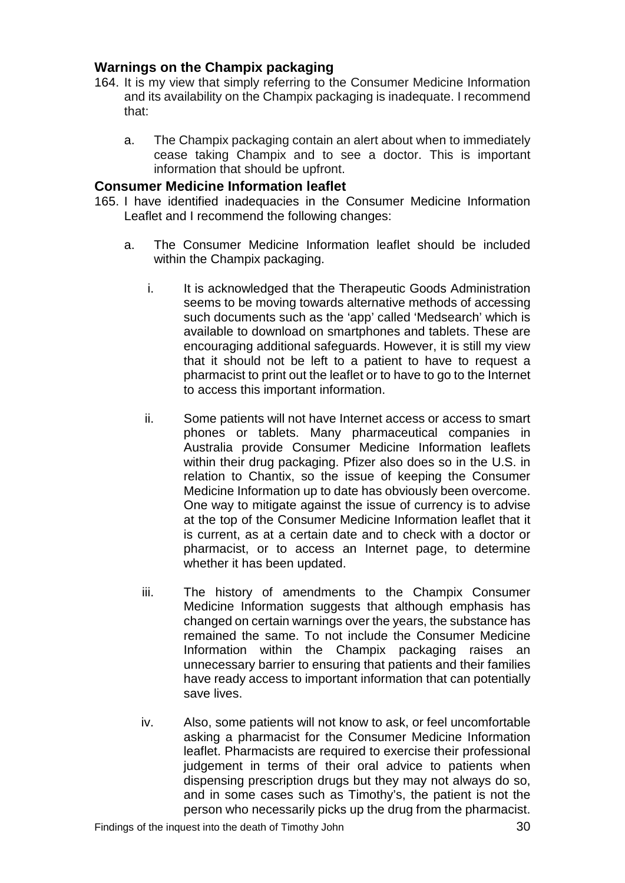## Warnings on the Champix packaging

164. It is my view that simply referring to the Consumer Medicine Information and its availability on the Champix packaging is inadequate. I recommend that:

    a. The Champix packaging contain an alert about when to immediately cease taking Champix and to see a doctor. This is important information that should be upfront.

## Consumer Medicine Information leaflet

165. I have identified inadequacies in the Consumer Medicine Information Leaflet and I recommend the following changes:

    a. The Consumer Medicine Information leaflet should be included within the Champix packaging.

        i. It is acknowledged that the Therapeutic Goods Administration seems to be moving towards alternative methods of accessing such documents such as the 'app' called 'Medsearch' which is available to download on smartphones and tablets. These are encouraging additional safeguards. However, it is still my view that it should not be left to a patient to have to request a pharmacist to print out the leaflet or to have to go to the Internet to access this important information.

        ii. Some patients will not have Internet access or access to smart phones or tablets. Many pharmaceutical companies in Australia provide Consumer Medicine Information leaflets within their drug packaging. Pfizer also does so in the U.S. in relation to Chantix, so the issue of keeping the Consumer Medicine Information up to date has obviously been overcome. One way to mitigate against the issue of currency is to advise at the top of the Consumer Medicine Information leaflet that it is current, as at a certain date and to check with a doctor or pharmacist, or to access an Internet page, to determine whether it has been updated.

        iii. The history of amendments to the Champix Consumer Medicine Information suggests that although emphasis has changed on certain warnings over the years, the substance has remained the same. To not include the Consumer Medicine Information within the Champix packaging raises an unnecessary barrier to ensuring that patients and their families have ready access to important information that can potentially save lives.

        iv. Also, some patients will not know to ask, or feel uncomfortable asking a pharmacist for the Consumer Medicine Information leaflet. Pharmacists are required to exercise their professional judgement in terms of their oral advice to patients when dispensing prescription drugs but they may not always do so, and in some cases such as Timothy's, the patient is not the person who necessarily picks up the drug from the pharmacist.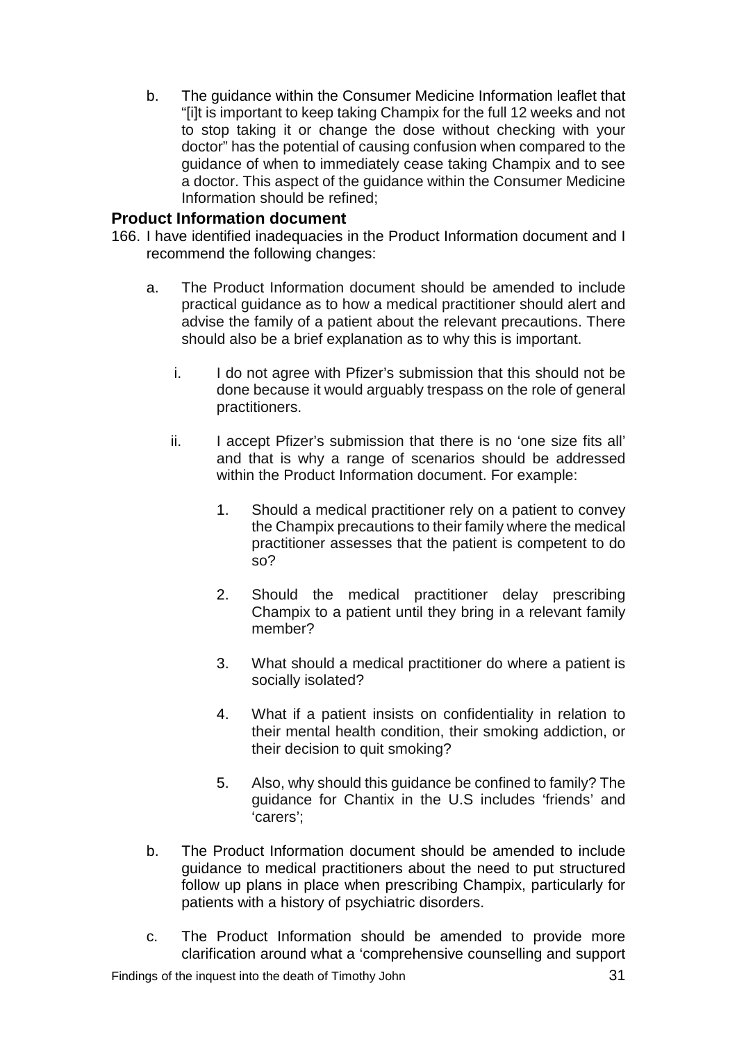b. The guidance within the Consumer Medicine Information leaflet that "[i]t is important to keep taking Champix for the full 12 weeks and not to stop taking it or change the dose without checking with your doctor" has the potential of causing confusion when compared to the guidance of when to immediately cease taking Champix and to see a doctor. This aspect of the guidance within the Consumer Medicine Information should be refined;

### Product Information document

166. I have identified inadequacies in the Product Information document and I recommend the following changes:

a. The Product Information document should be amended to include practical guidance as to how a medical practitioner should alert and advise the family of a patient about the relevant precautions. There should also be a brief explanation as to why this is important.

   i. I do not agree with Pfizer's submission that this should not be done because it would arguably trespass on the role of general practitioners.

   ii. I accept Pfizer's submission that there is no 'one size fits all' and that is why a range of scenarios should be addressed within the Product Information document. For example:

      1. Should a medical practitioner rely on a patient to convey the Champix precautions to their family where the medical practitioner assesses that the patient is competent to do so?

      2. Should the medical practitioner delay prescribing Champix to a patient until they bring in a relevant family member?

      3. What should a medical practitioner do where a patient is socially isolated?

      4. What if a patient insists on confidentiality in relation to their mental health condition, their smoking addiction, or their decision to quit smoking?

      5. Also, why should this guidance be confined to family? The guidance for Chantix in the U.S includes 'friends' and 'carers';

b. The Product Information document should be amended to include guidance to medical practitioners about the need to put structured follow up plans in place when prescribing Champix, particularly for patients with a history of psychiatric disorders.

c. The Product Information should be amended to provide more clarification around what a 'comprehensive counselling and support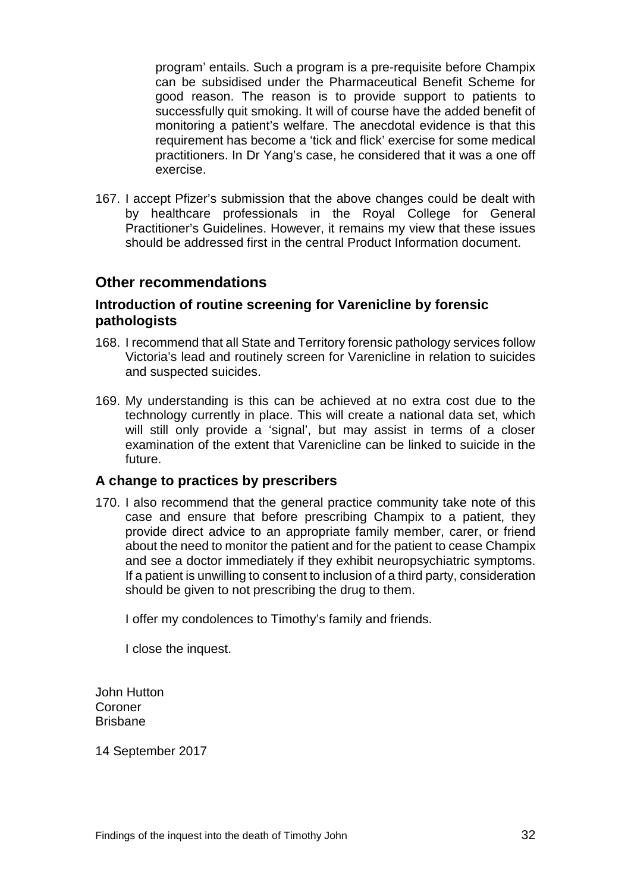program' entails. Such a program is a pre-requisite before Champix can be subsidised under the Pharmaceutical Benefit Scheme for good reason. The reason is to provide support to patients to successfully quit smoking. It will of course have the added benefit of monitoring a patient's welfare. The anecdotal evidence is that this requirement has become a 'tick and flick' exercise for some medical practitioners. In Dr Yang's case, he considered that it was a one off exercise.

167. I accept Pfizer's submission that the above changes could be dealt with by healthcare professionals in the Royal College for General Practitioner's Guidelines. However, it remains my view that these issues should be addressed first in the central Product Information document.

## Other recommendations

### Introduction of routine screening for Varenicline by forensic pathologists

168. I recommend that all State and Territory forensic pathology services follow Victoria's lead and routinely screen for Varenicline in relation to suicides and suspected suicides.

169. My understanding is this can be achieved at no extra cost due to the technology currently in place. This will create a national data set, which will still only provide a 'signal', but may assist in terms of a closer examination of the extent that Varenicline can be linked to suicide in the future.

### A change to practices by prescribers

170. I also recommend that the general practice community take note of this case and ensure that before prescribing Champix to a patient, they provide direct advice to an appropriate family member, carer, or friend about the need to monitor the patient and for the patient to cease Champix and see a doctor immediately if they exhibit neuropsychiatric symptoms. If a patient is unwilling to consent to inclusion of a third party, consideration should be given to not prescribing the drug to them.

I offer my condolences to Timothy's family and friends.

I close the inquest.

John Hutton
Coroner
Brisbane

14 September 2017